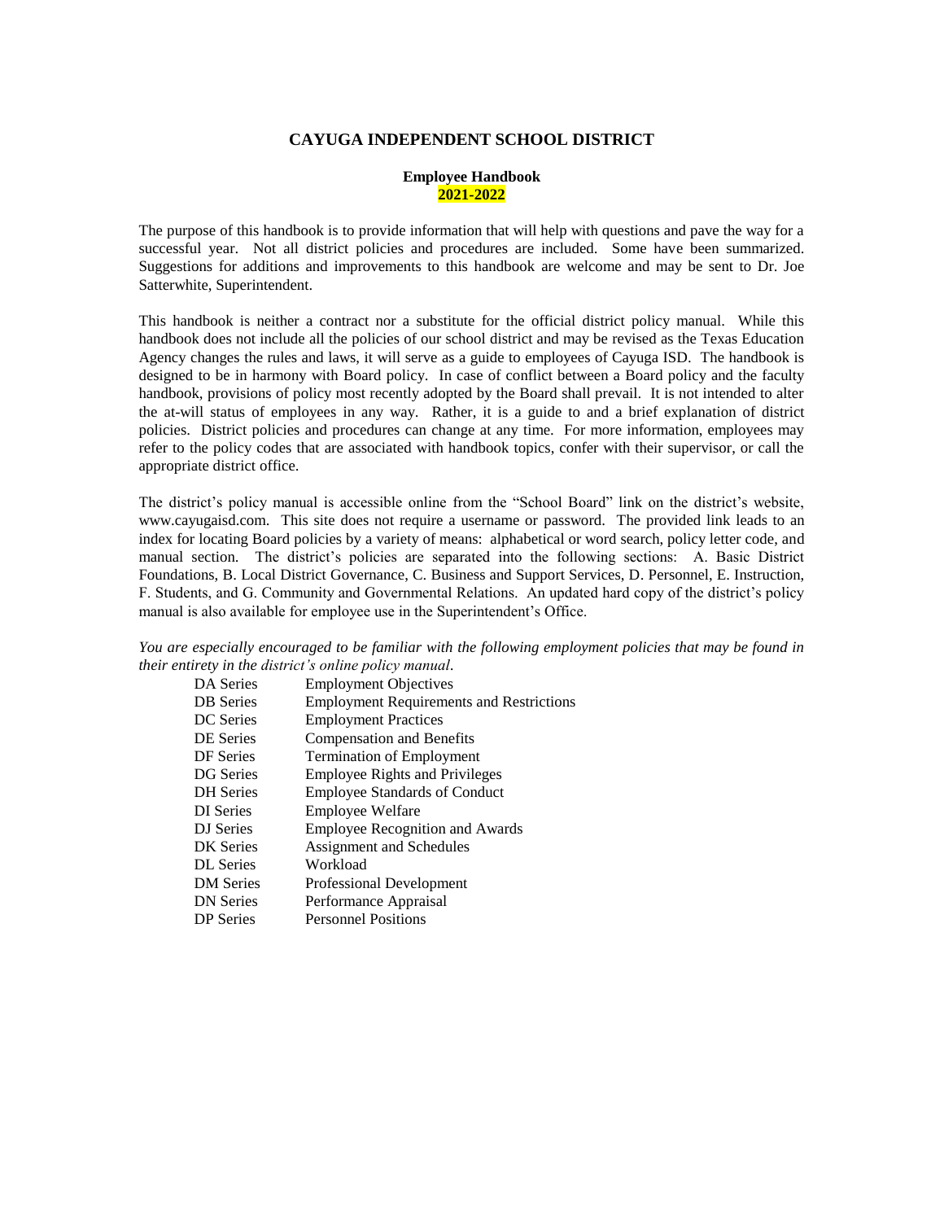# CAYUGA INDEPENDENT SCHOOL DISTRICT

**Employee Handbook**
**2021-2022**

The purpose of this handbook is to provide information that will help with questions and pave the way for a successful year. Not all district policies and procedures are included. Some have been summarized. Suggestions for additions and improvements to this handbook are welcome and may be sent to Dr. Joe Satterwhite, Superintendent.

This handbook is neither a contract nor a substitute for the official district policy manual. While this handbook does not include all the policies of our school district and may be revised as the Texas Education Agency changes the rules and laws, it will serve as a guide to employees of Cayuga ISD. The handbook is designed to be in harmony with Board policy. In case of conflict between a Board policy and the faculty handbook, provisions of policy most recently adopted by the Board shall prevail. It is not intended to alter the at-will status of employees in any way. Rather, it is a guide to and a brief explanation of district policies. District policies and procedures can change at any time. For more information, employees may refer to the policy codes that are associated with handbook topics, confer with their supervisor, or call the appropriate district office.

The district's policy manual is accessible online from the "School Board" link on the district's website, www.cayugaisd.com. This site does not require a username or password. The provided link leads to an index for locating Board policies by a variety of means: alphabetical or word search, policy letter code, and manual section. The district's policies are separated into the following sections: A. Basic District Foundations, B. Local District Governance, C. Business and Support Services, D. Personnel, E. Instruction, F. Students, and G. Community and Governmental Relations. An updated hard copy of the district's policy manual is also available for employee use in the Superintendent's Office.

*You are especially encouraged to be familiar with the following employment policies that may be found in their entirety in the district's online policy manual.*

| | |
|---|---|
| DA Series | Employment Objectives |
| DB Series | Employment Requirements and Restrictions |
| DC Series | Employment Practices |
| DE Series | Compensation and Benefits |
| DF Series | Termination of Employment |
| DG Series | Employee Rights and Privileges |
| DH Series | Employee Standards of Conduct |
| DI Series | Employee Welfare |
| DJ Series | Employee Recognition and Awards |
| DK Series | Assignment and Schedules |
| DL Series | Workload |
| DM Series | Professional Development |
| DN Series | Performance Appraisal |
| DP Series | Personnel Positions |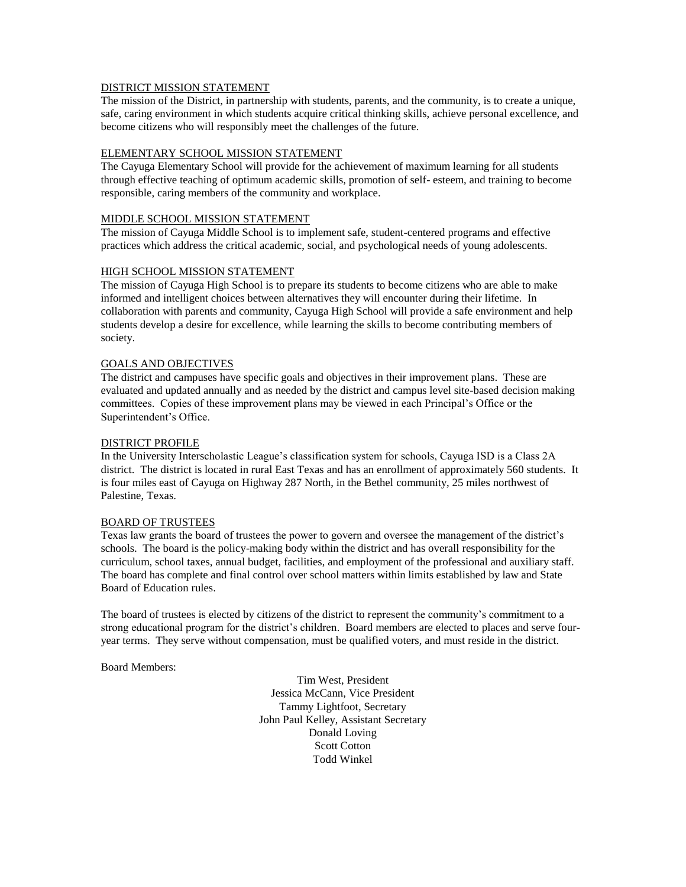## DISTRICT MISSION STATEMENT

The mission of the District, in partnership with students, parents, and the community, is to create a unique, safe, caring environment in which students acquire critical thinking skills, achieve personal excellence, and become citizens who will responsibly meet the challenges of the future.

## ELEMENTARY SCHOOL MISSION STATEMENT

The Cayuga Elementary School will provide for the achievement of maximum learning for all students through effective teaching of optimum academic skills, promotion of self- esteem, and training to become responsible, caring members of the community and workplace.

## MIDDLE SCHOOL MISSION STATEMENT

The mission of Cayuga Middle School is to implement safe, student-centered programs and effective practices which address the critical academic, social, and psychological needs of young adolescents.

## HIGH SCHOOL MISSION STATEMENT

The mission of Cayuga High School is to prepare its students to become citizens who are able to make informed and intelligent choices between alternatives they will encounter during their lifetime. In collaboration with parents and community, Cayuga High School will provide a safe environment and help students develop a desire for excellence, while learning the skills to become contributing members of society.

## GOALS AND OBJECTIVES

The district and campuses have specific goals and objectives in their improvement plans. These are evaluated and updated annually and as needed by the district and campus level site-based decision making committees. Copies of these improvement plans may be viewed in each Principal's Office or the Superintendent's Office.

## DISTRICT PROFILE

In the University Interscholastic League's classification system for schools, Cayuga ISD is a Class 2A district. The district is located in rural East Texas and has an enrollment of approximately 560 students. It is four miles east of Cayuga on Highway 287 North, in the Bethel community, 25 miles northwest of Palestine, Texas.

## BOARD OF TRUSTEES

Texas law grants the board of trustees the power to govern and oversee the management of the district's schools. The board is the policy-making body within the district and has overall responsibility for the curriculum, school taxes, annual budget, facilities, and employment of the professional and auxiliary staff. The board has complete and final control over school matters within limits established by law and State Board of Education rules.

The board of trustees is elected by citizens of the district to represent the community's commitment to a strong educational program for the district's children. Board members are elected to places and serve four-year terms. They serve without compensation, must be qualified voters, and must reside in the district.

Board Members:

Tim West, President
Jessica McCann, Vice President
Tammy Lightfoot, Secretary
John Paul Kelley, Assistant Secretary
Donald Loving
Scott Cotton
Todd Winkel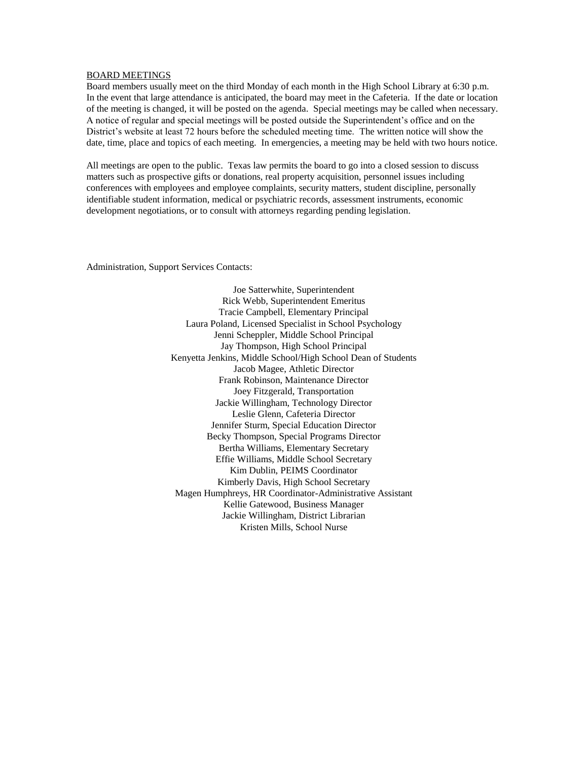## BOARD MEETINGS

Board members usually meet on the third Monday of each month in the High School Library at 6:30 p.m. In the event that large attendance is anticipated, the board may meet in the Cafeteria. If the date or location of the meeting is changed, it will be posted on the agenda. Special meetings may be called when necessary. A notice of regular and special meetings will be posted outside the Superintendent's office and on the District's website at least 72 hours before the scheduled meeting time. The written notice will show the date, time, place and topics of each meeting. In emergencies, a meeting may be held with two hours notice.

All meetings are open to the public. Texas law permits the board to go into a closed session to discuss matters such as prospective gifts or donations, real property acquisition, personnel issues including conferences with employees and employee complaints, security matters, student discipline, personally identifiable student information, medical or psychiatric records, assessment instruments, economic development negotiations, or to consult with attorneys regarding pending legislation.

Administration, Support Services Contacts:

Joe Satterwhite, Superintendent
Rick Webb, Superintendent Emeritus
Tracie Campbell, Elementary Principal
Laura Poland, Licensed Specialist in School Psychology
Jenni Scheppler, Middle School Principal
Jay Thompson, High School Principal
Kenyetta Jenkins, Middle School/High School Dean of Students
Jacob Magee, Athletic Director
Frank Robinson, Maintenance Director
Joey Fitzgerald, Transportation
Jackie Willingham, Technology Director
Leslie Glenn, Cafeteria Director
Jennifer Sturm, Special Education Director
Becky Thompson, Special Programs Director
Bertha Williams, Elementary Secretary
Effie Williams, Middle School Secretary
Kim Dublin, PEIMS Coordinator
Kimberly Davis, High School Secretary
Magen Humphreys, HR Coordinator-Administrative Assistant
Kellie Gatewood, Business Manager
Jackie Willingham, District Librarian
Kristen Mills, School Nurse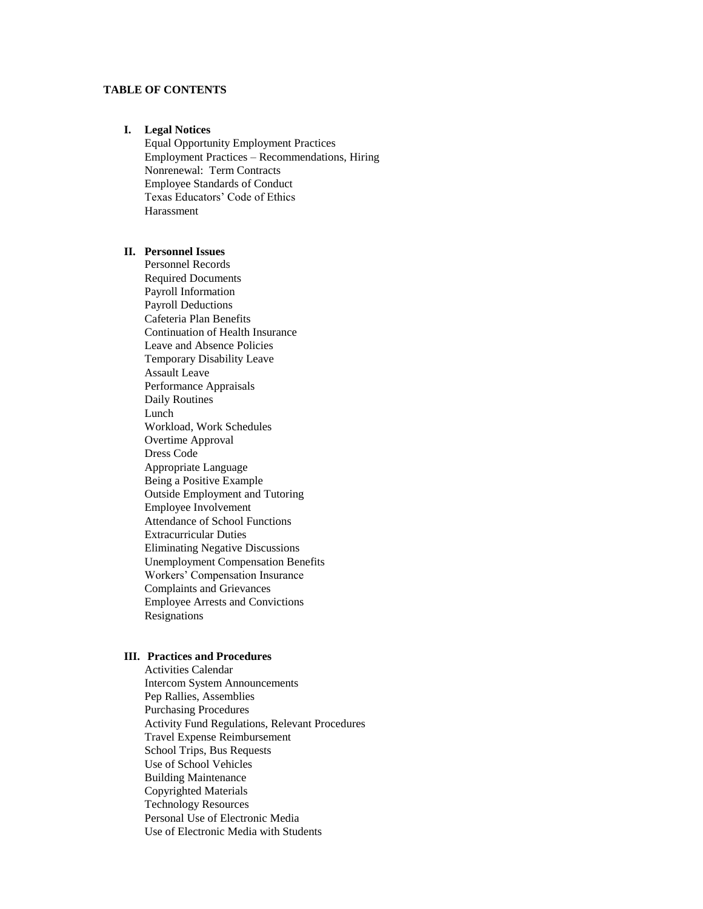## TABLE OF CONTENTS

### I. Legal Notices

- Equal Opportunity Employment Practices
- Employment Practices – Recommendations, Hiring
- Nonrenewal: Term Contracts
- Employee Standards of Conduct
- Texas Educators' Code of Ethics
- Harassment

### II. Personnel Issues

- Personnel Records
- Required Documents
- Payroll Information
- Payroll Deductions
- Cafeteria Plan Benefits
- Continuation of Health Insurance
- Leave and Absence Policies
- Temporary Disability Leave
- Assault Leave
- Performance Appraisals
- Daily Routines
- Lunch
- Workload, Work Schedules
- Overtime Approval
- Dress Code
- Appropriate Language
- Being a Positive Example
- Outside Employment and Tutoring
- Employee Involvement
- Attendance of School Functions
- Extracurricular Duties
- Eliminating Negative Discussions
- Unemployment Compensation Benefits
- Workers' Compensation Insurance
- Complaints and Grievances
- Employee Arrests and Convictions
- Resignations

### III. Practices and Procedures

- Activities Calendar
- Intercom System Announcements
- Pep Rallies, Assemblies
- Purchasing Procedures
- Activity Fund Regulations, Relevant Procedures
- Travel Expense Reimbursement
- School Trips, Bus Requests
- Use of School Vehicles
- Building Maintenance
- Copyrighted Materials
- Technology Resources
- Personal Use of Electronic Media
- Use of Electronic Media with Students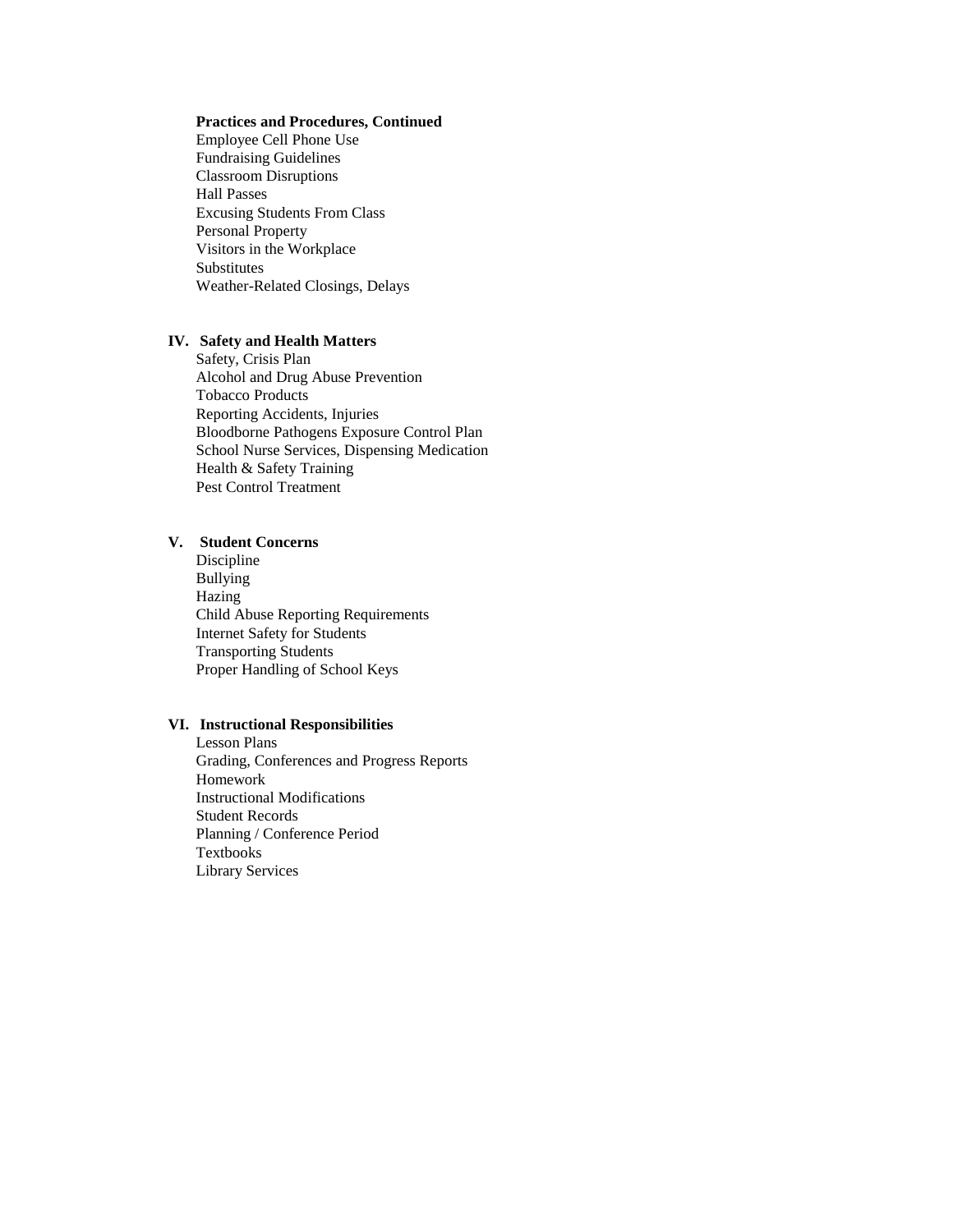**Practices and Procedures, Continued**

Employee Cell Phone Use
Fundraising Guidelines
Classroom Disruptions
Hall Passes
Excusing Students From Class
Personal Property
Visitors in the Workplace
Substitutes
Weather-Related Closings, Delays

**IV. Safety and Health Matters**

Safety, Crisis Plan
Alcohol and Drug Abuse Prevention
Tobacco Products
Reporting Accidents, Injuries
Bloodborne Pathogens Exposure Control Plan
School Nurse Services, Dispensing Medication
Health & Safety Training
Pest Control Treatment

**V. Student Concerns**

Discipline
Bullying
Hazing
Child Abuse Reporting Requirements
Internet Safety for Students
Transporting Students
Proper Handling of School Keys

**VI. Instructional Responsibilities**

Lesson Plans
Grading, Conferences and Progress Reports
Homework
Instructional Modifications
Student Records
Planning / Conference Period
Textbooks
Library Services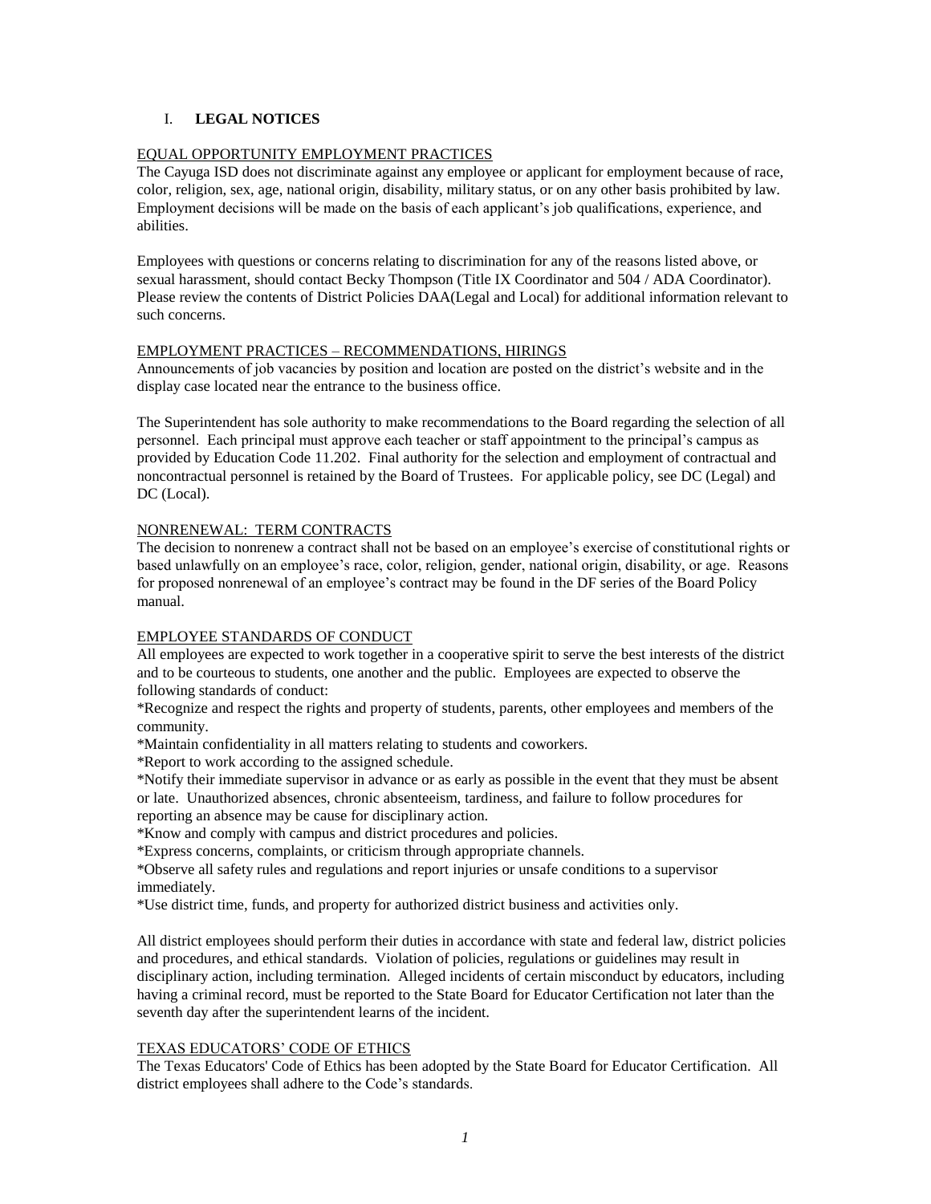## I. LEGAL NOTICES

EQUAL OPPORTUNITY EMPLOYMENT PRACTICES

The Cayuga ISD does not discriminate against any employee or applicant for employment because of race, color, religion, sex, age, national origin, disability, military status, or on any other basis prohibited by law. Employment decisions will be made on the basis of each applicant's job qualifications, experience, and abilities.

Employees with questions or concerns relating to discrimination for any of the reasons listed above, or sexual harassment, should contact Becky Thompson (Title IX Coordinator and 504 / ADA Coordinator). Please review the contents of District Policies DAA(Legal and Local) for additional information relevant to such concerns.

EMPLOYMENT PRACTICES – RECOMMENDATIONS, HIRINGS

Announcements of job vacancies by position and location are posted on the district's website and in the display case located near the entrance to the business office.

The Superintendent has sole authority to make recommendations to the Board regarding the selection of all personnel. Each principal must approve each teacher or staff appointment to the principal's campus as provided by Education Code 11.202. Final authority for the selection and employment of contractual and noncontractual personnel is retained by the Board of Trustees. For applicable policy, see DC (Legal) and DC (Local).

NONRENEWAL: TERM CONTRACTS

The decision to nonrenew a contract shall not be based on an employee's exercise of constitutional rights or based unlawfully on an employee's race, color, religion, gender, national origin, disability, or age. Reasons for proposed nonrenewal of an employee's contract may be found in the DF series of the Board Policy manual.

EMPLOYEE STANDARDS OF CONDUCT

All employees are expected to work together in a cooperative spirit to serve the best interests of the district and to be courteous to students, one another and the public. Employees are expected to observe the following standards of conduct:

*Recognize and respect the rights and property of students, parents, other employees and members of the community.

*Maintain confidentiality in all matters relating to students and coworkers.

*Report to work according to the assigned schedule.

*Notify their immediate supervisor in advance or as early as possible in the event that they must be absent or late. Unauthorized absences, chronic absenteeism, tardiness, and failure to follow procedures for reporting an absence may be cause for disciplinary action.

*Know and comply with campus and district procedures and policies.

*Express concerns, complaints, or criticism through appropriate channels.

*Observe all safety rules and regulations and report injuries or unsafe conditions to a supervisor immediately.

*Use district time, funds, and property for authorized district business and activities only.

All district employees should perform their duties in accordance with state and federal law, district policies and procedures, and ethical standards. Violation of policies, regulations or guidelines may result in disciplinary action, including termination. Alleged incidents of certain misconduct by educators, including having a criminal record, must be reported to the State Board for Educator Certification not later than the seventh day after the superintendent learns of the incident.

TEXAS EDUCATORS' CODE OF ETHICS

The Texas Educators' Code of Ethics has been adopted by the State Board for Educator Certification. All district employees shall adhere to the Code's standards.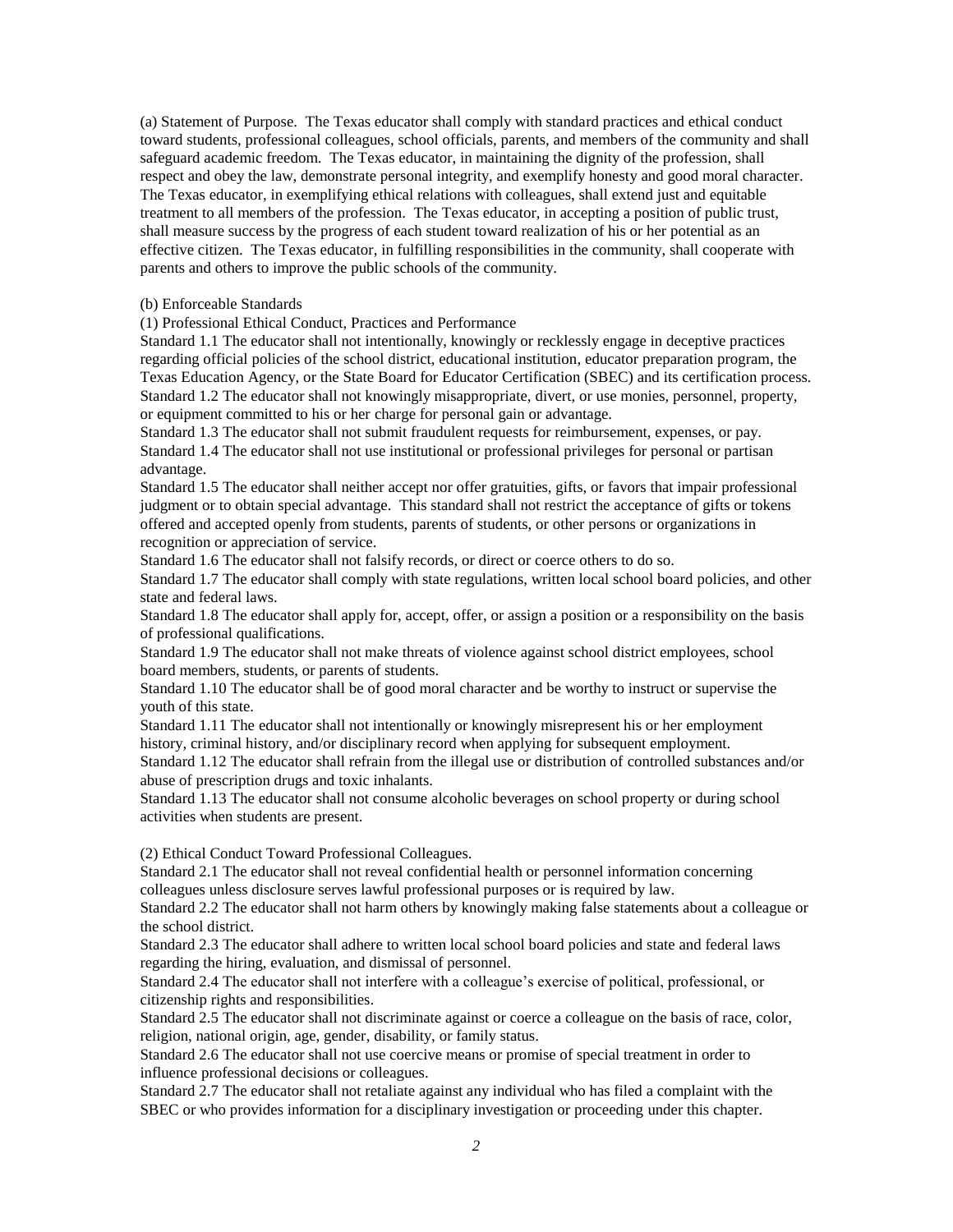(a) Statement of Purpose. The Texas educator shall comply with standard practices and ethical conduct toward students, professional colleagues, school officials, parents, and members of the community and shall safeguard academic freedom. The Texas educator, in maintaining the dignity of the profession, shall respect and obey the law, demonstrate personal integrity, and exemplify honesty and good moral character. The Texas educator, in exemplifying ethical relations with colleagues, shall extend just and equitable treatment to all members of the profession. The Texas educator, in accepting a position of public trust, shall measure success by the progress of each student toward realization of his or her potential as an effective citizen. The Texas educator, in fulfilling responsibilities in the community, shall cooperate with parents and others to improve the public schools of the community.

(b) Enforceable Standards

(1) Professional Ethical Conduct, Practices and Performance

Standard 1.1 The educator shall not intentionally, knowingly or recklessly engage in deceptive practices regarding official policies of the school district, educational institution, educator preparation program, the Texas Education Agency, or the State Board for Educator Certification (SBEC) and its certification process.

Standard 1.2 The educator shall not knowingly misappropriate, divert, or use monies, personnel, property, or equipment committed to his or her charge for personal gain or advantage.

Standard 1.3 The educator shall not submit fraudulent requests for reimbursement, expenses, or pay.

Standard 1.4 The educator shall not use institutional or professional privileges for personal or partisan advantage.

Standard 1.5 The educator shall neither accept nor offer gratuities, gifts, or favors that impair professional judgment or to obtain special advantage. This standard shall not restrict the acceptance of gifts or tokens offered and accepted openly from students, parents of students, or other persons or organizations in recognition or appreciation of service.

Standard 1.6 The educator shall not falsify records, or direct or coerce others to do so.

Standard 1.7 The educator shall comply with state regulations, written local school board policies, and other state and federal laws.

Standard 1.8 The educator shall apply for, accept, offer, or assign a position or a responsibility on the basis of professional qualifications.

Standard 1.9 The educator shall not make threats of violence against school district employees, school board members, students, or parents of students.

Standard 1.10 The educator shall be of good moral character and be worthy to instruct or supervise the youth of this state.

Standard 1.11 The educator shall not intentionally or knowingly misrepresent his or her employment history, criminal history, and/or disciplinary record when applying for subsequent employment.

Standard 1.12 The educator shall refrain from the illegal use or distribution of controlled substances and/or abuse of prescription drugs and toxic inhalants.

Standard 1.13 The educator shall not consume alcoholic beverages on school property or during school activities when students are present.

(2) Ethical Conduct Toward Professional Colleagues.

Standard 2.1 The educator shall not reveal confidential health or personnel information concerning colleagues unless disclosure serves lawful professional purposes or is required by law.

Standard 2.2 The educator shall not harm others by knowingly making false statements about a colleague or the school district.

Standard 2.3 The educator shall adhere to written local school board policies and state and federal laws regarding the hiring, evaluation, and dismissal of personnel.

Standard 2.4 The educator shall not interfere with a colleague's exercise of political, professional, or citizenship rights and responsibilities.

Standard 2.5 The educator shall not discriminate against or coerce a colleague on the basis of race, color, religion, national origin, age, gender, disability, or family status.

Standard 2.6 The educator shall not use coercive means or promise of special treatment in order to influence professional decisions or colleagues.

Standard 2.7 The educator shall not retaliate against any individual who has filed a complaint with the SBEC or who provides information for a disciplinary investigation or proceeding under this chapter.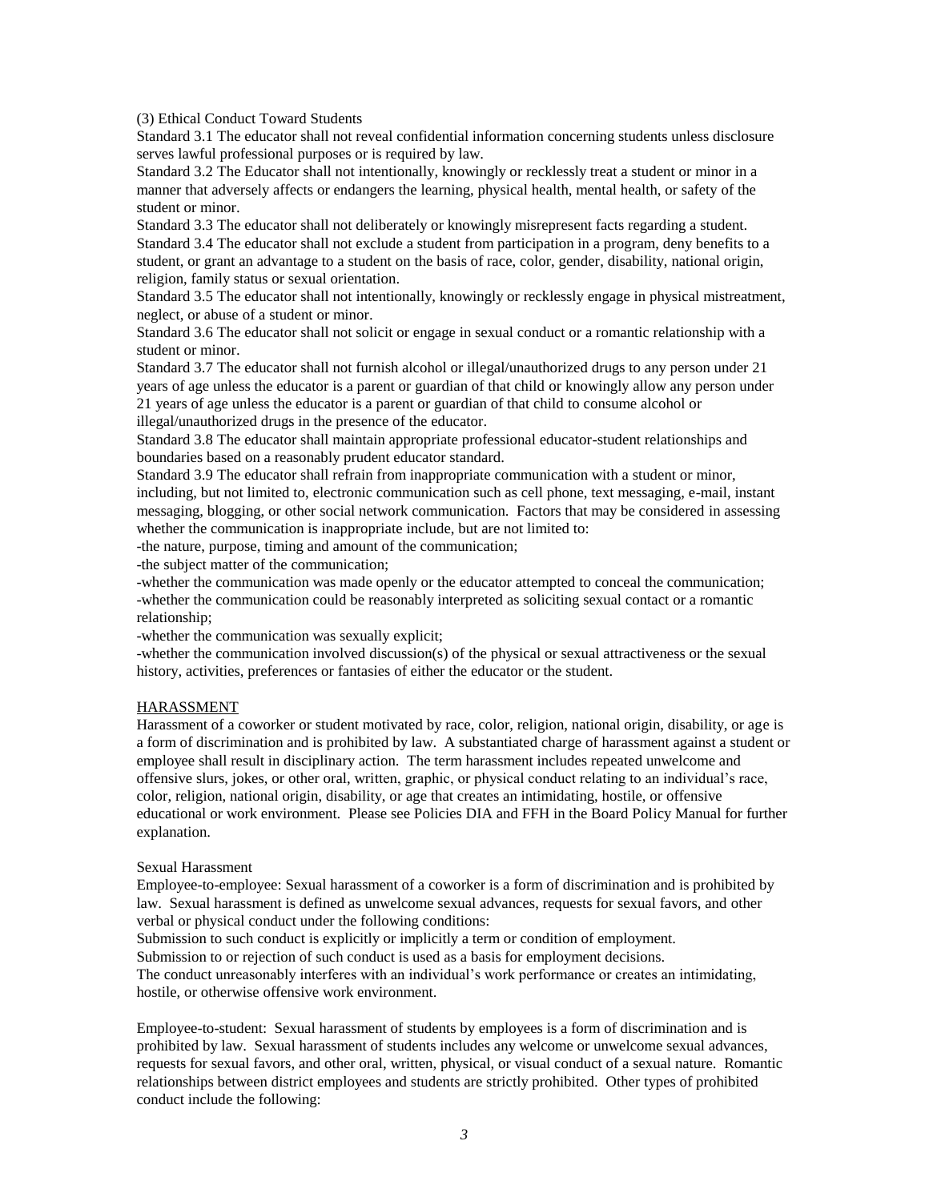(3) Ethical Conduct Toward Students

Standard 3.1 The educator shall not reveal confidential information concerning students unless disclosure serves lawful professional purposes or is required by law.

Standard 3.2 The Educator shall not intentionally, knowingly or recklessly treat a student or minor in a manner that adversely affects or endangers the learning, physical health, mental health, or safety of the student or minor.

Standard 3.3 The educator shall not deliberately or knowingly misrepresent facts regarding a student.

Standard 3.4 The educator shall not exclude a student from participation in a program, deny benefits to a student, or grant an advantage to a student on the basis of race, color, gender, disability, national origin, religion, family status or sexual orientation.

Standard 3.5 The educator shall not intentionally, knowingly or recklessly engage in physical mistreatment, neglect, or abuse of a student or minor.

Standard 3.6 The educator shall not solicit or engage in sexual conduct or a romantic relationship with a student or minor.

Standard 3.7 The educator shall not furnish alcohol or illegal/unauthorized drugs to any person under 21 years of age unless the educator is a parent or guardian of that child or knowingly allow any person under 21 years of age unless the educator is a parent or guardian of that child to consume alcohol or illegal/unauthorized drugs in the presence of the educator.

Standard 3.8 The educator shall maintain appropriate professional educator-student relationships and boundaries based on a reasonably prudent educator standard.

Standard 3.9 The educator shall refrain from inappropriate communication with a student or minor, including, but not limited to, electronic communication such as cell phone, text messaging, e-mail, instant messaging, blogging, or other social network communication. Factors that may be considered in assessing whether the communication is inappropriate include, but are not limited to:

-the nature, purpose, timing and amount of the communication;

-the subject matter of the communication;

-whether the communication was made openly or the educator attempted to conceal the communication;

-whether the communication could be reasonably interpreted as soliciting sexual contact or a romantic relationship;

-whether the communication was sexually explicit;

-whether the communication involved discussion(s) of the physical or sexual attractiveness or the sexual history, activities, preferences or fantasies of either the educator or the student.

## HARASSMENT

Harassment of a coworker or student motivated by race, color, religion, national origin, disability, or age is a form of discrimination and is prohibited by law. A substantiated charge of harassment against a student or employee shall result in disciplinary action. The term harassment includes repeated unwelcome and offensive slurs, jokes, or other oral, written, graphic, or physical conduct relating to an individual's race, color, religion, national origin, disability, or age that creates an intimidating, hostile, or offensive educational or work environment. Please see Policies DIA and FFH in the Board Policy Manual for further explanation.

### Sexual Harassment

Employee-to-employee: Sexual harassment of a coworker is a form of discrimination and is prohibited by law. Sexual harassment is defined as unwelcome sexual advances, requests for sexual favors, and other verbal or physical conduct under the following conditions:

Submission to such conduct is explicitly or implicitly a term or condition of employment.

Submission to or rejection of such conduct is used as a basis for employment decisions.

The conduct unreasonably interferes with an individual's work performance or creates an intimidating, hostile, or otherwise offensive work environment.

Employee-to-student: Sexual harassment of students by employees is a form of discrimination and is prohibited by law. Sexual harassment of students includes any welcome or unwelcome sexual advances, requests for sexual favors, and other oral, written, physical, or visual conduct of a sexual nature. Romantic relationships between district employees and students are strictly prohibited. Other types of prohibited conduct include the following: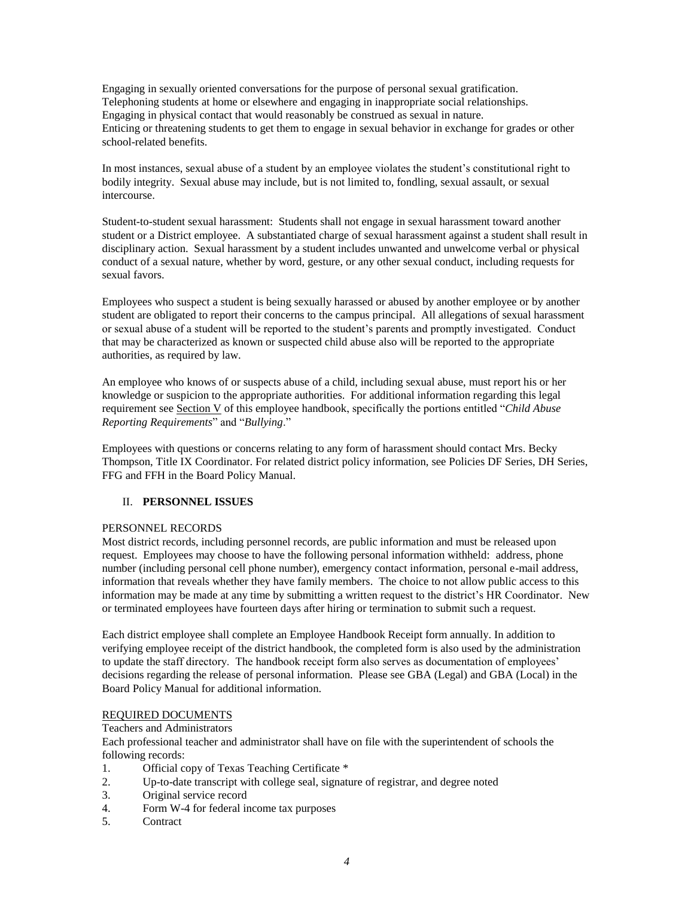Engaging in sexually oriented conversations for the purpose of personal sexual gratification.
Telephoning students at home or elsewhere and engaging in inappropriate social relationships.
Engaging in physical contact that would reasonably be construed as sexual in nature.
Enticing or threatening students to get them to engage in sexual behavior in exchange for grades or other school-related benefits.

In most instances, sexual abuse of a student by an employee violates the student's constitutional right to bodily integrity. Sexual abuse may include, but is not limited to, fondling, sexual assault, or sexual intercourse.

Student-to-student sexual harassment: Students shall not engage in sexual harassment toward another student or a District employee. A substantiated charge of sexual harassment against a student shall result in disciplinary action. Sexual harassment by a student includes unwanted and unwelcome verbal or physical conduct of a sexual nature, whether by word, gesture, or any other sexual conduct, including requests for sexual favors.

Employees who suspect a student is being sexually harassed or abused by another employee or by another student are obligated to report their concerns to the campus principal. All allegations of sexual harassment or sexual abuse of a student will be reported to the student's parents and promptly investigated. Conduct that may be characterized as known or suspected child abuse also will be reported to the appropriate authorities, as required by law.

An employee who knows of or suspects abuse of a child, including sexual abuse, must report his or her knowledge or suspicion to the appropriate authorities. For additional information regarding this legal requirement see Section V of this employee handbook, specifically the portions entitled "*Child Abuse Reporting Requirements*" and "*Bullying*."

Employees with questions or concerns relating to any form of harassment should contact Mrs. Becky Thompson, Title IX Coordinator. For related district policy information, see Policies DF Series, DH Series, FFG and FFH in the Board Policy Manual.

## II. PERSONNEL ISSUES

### PERSONNEL RECORDS

Most district records, including personnel records, are public information and must be released upon request. Employees may choose to have the following personal information withheld: address, phone number (including personal cell phone number), emergency contact information, personal e-mail address, information that reveals whether they have family members. The choice to not allow public access to this information may be made at any time by submitting a written request to the district's HR Coordinator. New or terminated employees have fourteen days after hiring or termination to submit such a request.

Each district employee shall complete an Employee Handbook Receipt form annually. In addition to verifying employee receipt of the district handbook, the completed form is also used by the administration to update the staff directory. The handbook receipt form also serves as documentation of employees' decisions regarding the release of personal information. Please see GBA (Legal) and GBA (Local) in the Board Policy Manual for additional information.

### REQUIRED DOCUMENTS

Teachers and Administrators

Each professional teacher and administrator shall have on file with the superintendent of schools the following records:

1. Official copy of Texas Teaching Certificate *
2. Up-to-date transcript with college seal, signature of registrar, and degree noted
3. Original service record
4. Form W-4 for federal income tax purposes
5. Contract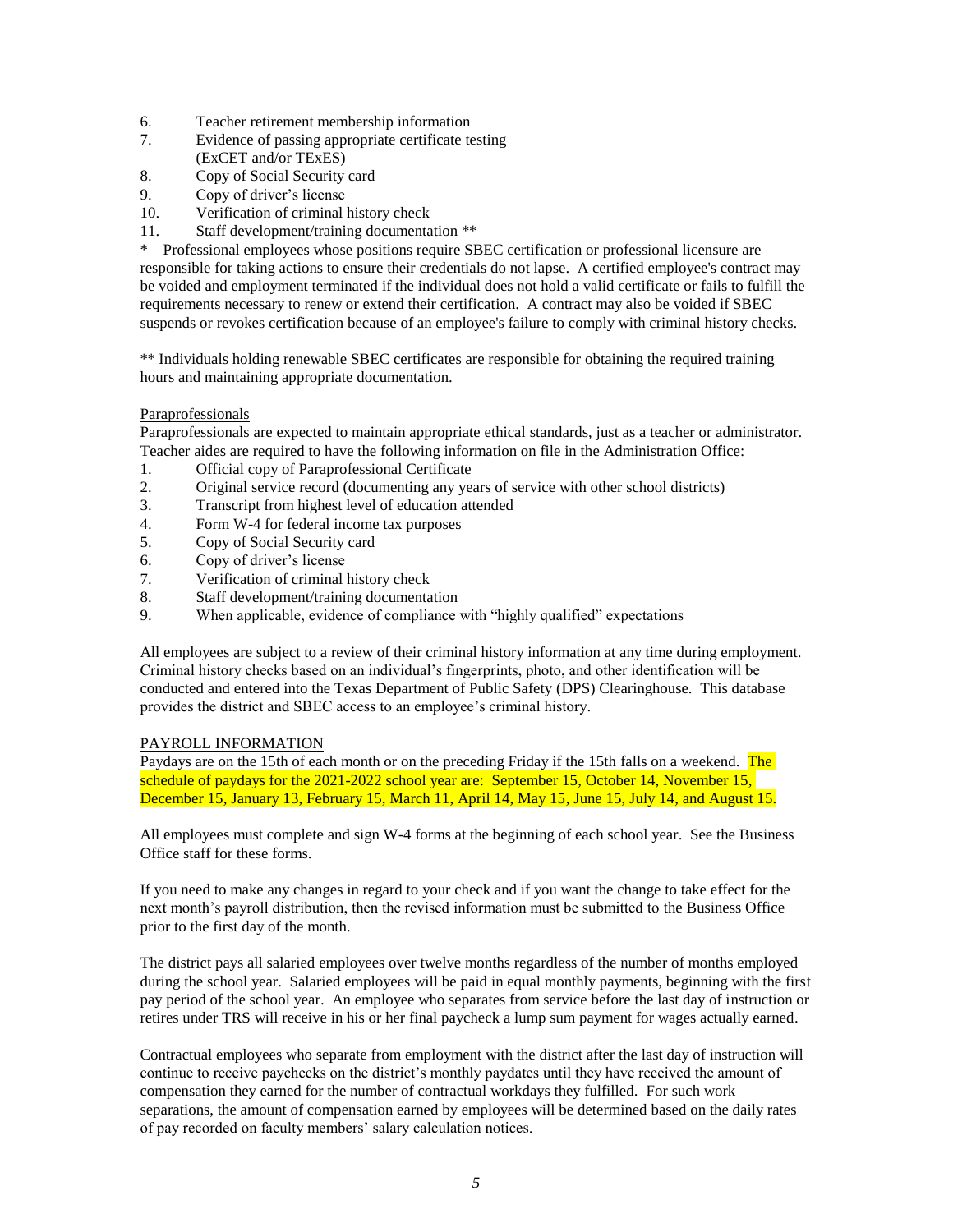6. Teacher retirement membership information
7. Evidence of passing appropriate certificate testing (ExCET and/or TExES)
8. Copy of Social Security card
9. Copy of driver's license
10. Verification of criminal history check
11. Staff development/training documentation **

\* Professional employees whose positions require SBEC certification or professional licensure are responsible for taking actions to ensure their credentials do not lapse. A certified employee's contract may be voided and employment terminated if the individual does not hold a valid certificate or fails to fulfill the requirements necessary to renew or extend their certification. A contract may also be voided if SBEC suspends or revokes certification because of an employee's failure to comply with criminal history checks.

** Individuals holding renewable SBEC certificates are responsible for obtaining the required training hours and maintaining appropriate documentation.

Paraprofessionals

Paraprofessionals are expected to maintain appropriate ethical standards, just as a teacher or administrator. Teacher aides are required to have the following information on file in the Administration Office:

1. Official copy of Paraprofessional Certificate
2. Original service record (documenting any years of service with other school districts)
3. Transcript from highest level of education attended
4. Form W-4 for federal income tax purposes
5. Copy of Social Security card
6. Copy of driver's license
7. Verification of criminal history check
8. Staff development/training documentation
9. When applicable, evidence of compliance with "highly qualified" expectations

All employees are subject to a review of their criminal history information at any time during employment. Criminal history checks based on an individual's fingerprints, photo, and other identification will be conducted and entered into the Texas Department of Public Safety (DPS) Clearinghouse. This database provides the district and SBEC access to an employee's criminal history.

## PAYROLL INFORMATION

Paydays are on the 15th of each month or on the preceding Friday if the 15th falls on a weekend. The schedule of paydays for the 2021-2022 school year are: September 15, October 14, November 15, December 15, January 13, February 15, March 11, April 14, May 15, June 15, July 14, and August 15.

All employees must complete and sign W-4 forms at the beginning of each school year. See the Business Office staff for these forms.

If you need to make any changes in regard to your check and if you want the change to take effect for the next month's payroll distribution, then the revised information must be submitted to the Business Office prior to the first day of the month.

The district pays all salaried employees over twelve months regardless of the number of months employed during the school year. Salaried employees will be paid in equal monthly payments, beginning with the first pay period of the school year. An employee who separates from service before the last day of instruction or retires under TRS will receive in his or her final paycheck a lump sum payment for wages actually earned.

Contractual employees who separate from employment with the district after the last day of instruction will continue to receive paychecks on the district's monthly paydates until they have received the amount of compensation they earned for the number of contractual workdays they fulfilled. For such work separations, the amount of compensation earned by employees will be determined based on the daily rates of pay recorded on faculty members' salary calculation notices.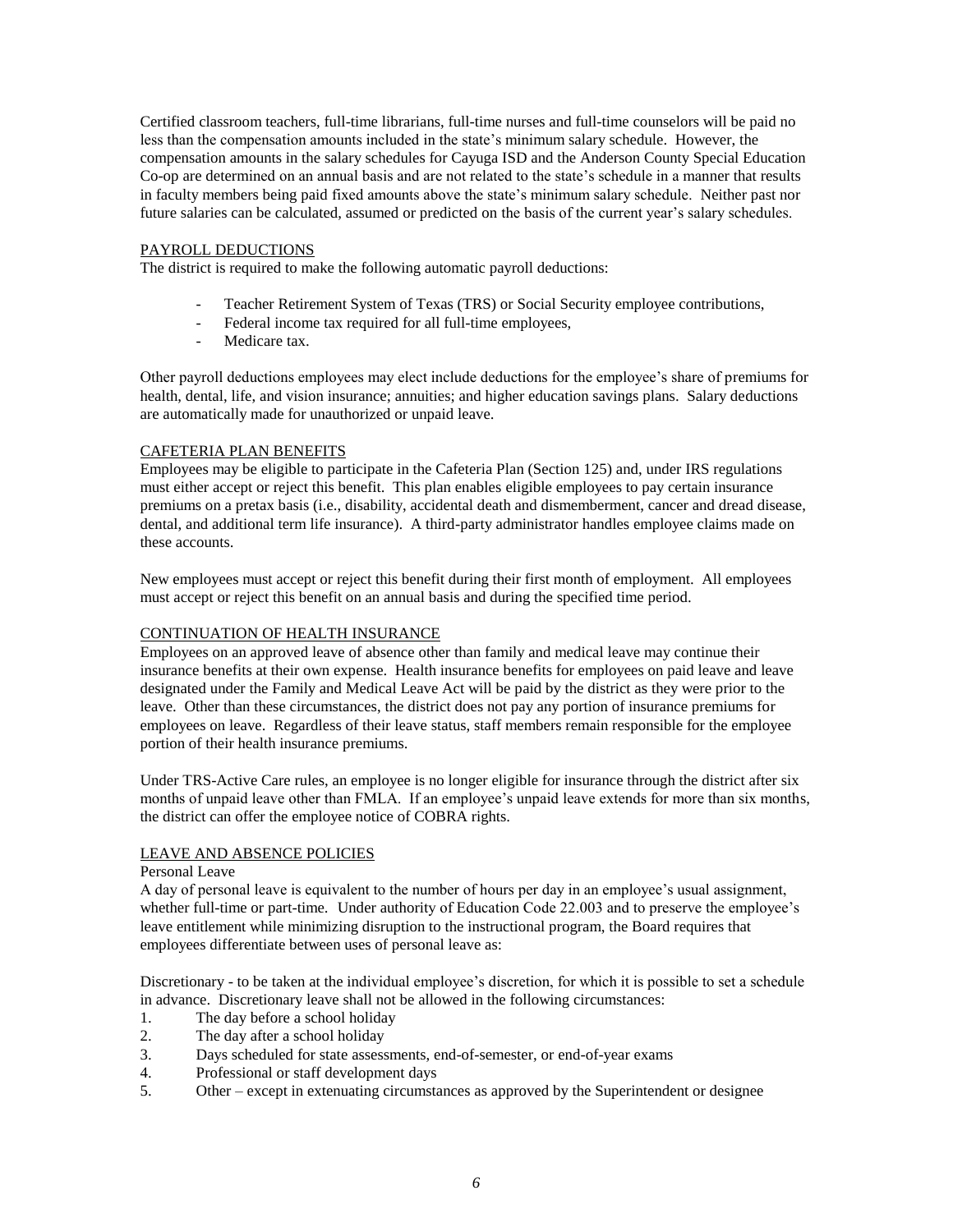Certified classroom teachers, full-time librarians, full-time nurses and full-time counselors will be paid no less than the compensation amounts included in the state's minimum salary schedule. However, the compensation amounts in the salary schedules for Cayuga ISD and the Anderson County Special Education Co-op are determined on an annual basis and are not related to the state's schedule in a manner that results in faculty members being paid fixed amounts above the state's minimum salary schedule. Neither past nor future salaries can be calculated, assumed or predicted on the basis of the current year's salary schedules.

## PAYROLL DEDUCTIONS

The district is required to make the following automatic payroll deductions:

- Teacher Retirement System of Texas (TRS) or Social Security employee contributions,
- Federal income tax required for all full-time employees,
- Medicare tax.

Other payroll deductions employees may elect include deductions for the employee's share of premiums for health, dental, life, and vision insurance; annuities; and higher education savings plans. Salary deductions are automatically made for unauthorized or unpaid leave.

## CAFETERIA PLAN BENEFITS

Employees may be eligible to participate in the Cafeteria Plan (Section 125) and, under IRS regulations must either accept or reject this benefit. This plan enables eligible employees to pay certain insurance premiums on a pretax basis (i.e., disability, accidental death and dismemberment, cancer and dread disease, dental, and additional term life insurance). A third-party administrator handles employee claims made on these accounts.

New employees must accept or reject this benefit during their first month of employment. All employees must accept or reject this benefit on an annual basis and during the specified time period.

## CONTINUATION OF HEALTH INSURANCE

Employees on an approved leave of absence other than family and medical leave may continue their insurance benefits at their own expense. Health insurance benefits for employees on paid leave and leave designated under the Family and Medical Leave Act will be paid by the district as they were prior to the leave. Other than these circumstances, the district does not pay any portion of insurance premiums for employees on leave. Regardless of their leave status, staff members remain responsible for the employee portion of their health insurance premiums.

Under TRS-Active Care rules, an employee is no longer eligible for insurance through the district after six months of unpaid leave other than FMLA. If an employee's unpaid leave extends for more than six months, the district can offer the employee notice of COBRA rights.

## LEAVE AND ABSENCE POLICIES

### Personal Leave

A day of personal leave is equivalent to the number of hours per day in an employee's usual assignment, whether full-time or part-time. Under authority of Education Code 22.003 and to preserve the employee's leave entitlement while minimizing disruption to the instructional program, the Board requires that employees differentiate between uses of personal leave as:

Discretionary - to be taken at the individual employee's discretion, for which it is possible to set a schedule in advance. Discretionary leave shall not be allowed in the following circumstances:

1. The day before a school holiday
2. The day after a school holiday
3. Days scheduled for state assessments, end-of-semester, or end-of-year exams
4. Professional or staff development days
5. Other – except in extenuating circumstances as approved by the Superintendent or designee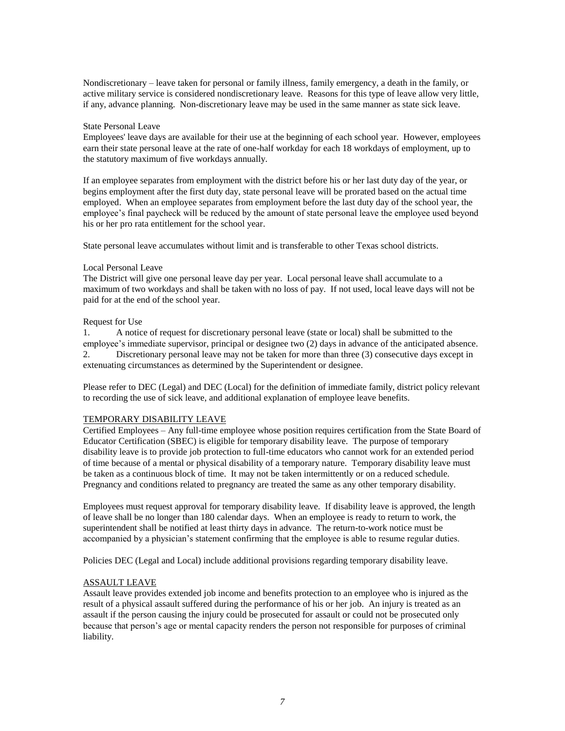Nondiscretionary – leave taken for personal or family illness, family emergency, a death in the family, or active military service is considered nondiscretionary leave. Reasons for this type of leave allow very little, if any, advance planning. Non-discretionary leave may be used in the same manner as state sick leave.

State Personal Leave

Employees' leave days are available for their use at the beginning of each school year. However, employees earn their state personal leave at the rate of one-half workday for each 18 workdays of employment, up to the statutory maximum of five workdays annually.

If an employee separates from employment with the district before his or her last duty day of the year, or begins employment after the first duty day, state personal leave will be prorated based on the actual time employed. When an employee separates from employment before the last duty day of the school year, the employee's final paycheck will be reduced by the amount of state personal leave the employee used beyond his or her pro rata entitlement for the school year.

State personal leave accumulates without limit and is transferable to other Texas school districts.

Local Personal Leave

The District will give one personal leave day per year. Local personal leave shall accumulate to a maximum of two workdays and shall be taken with no loss of pay. If not used, local leave days will not be paid for at the end of the school year.

Request for Use

1. A notice of request for discretionary personal leave (state or local) shall be submitted to the employee's immediate supervisor, principal or designee two (2) days in advance of the anticipated absence.
2. Discretionary personal leave may not be taken for more than three (3) consecutive days except in extenuating circumstances as determined by the Superintendent or designee.

Please refer to DEC (Legal) and DEC (Local) for the definition of immediate family, district policy relevant to recording the use of sick leave, and additional explanation of employee leave benefits.

<u>TEMPORARY DISABILITY LEAVE</u>

Certified Employees – Any full-time employee whose position requires certification from the State Board of Educator Certification (SBEC) is eligible for temporary disability leave. The purpose of temporary disability leave is to provide job protection to full-time educators who cannot work for an extended period of time because of a mental or physical disability of a temporary nature. Temporary disability leave must be taken as a continuous block of time. It may not be taken intermittently or on a reduced schedule. Pregnancy and conditions related to pregnancy are treated the same as any other temporary disability.

Employees must request approval for temporary disability leave. If disability leave is approved, the length of leave shall be no longer than 180 calendar days. When an employee is ready to return to work, the superintendent shall be notified at least thirty days in advance. The return-to-work notice must be accompanied by a physician's statement confirming that the employee is able to resume regular duties.

Policies DEC (Legal and Local) include additional provisions regarding temporary disability leave.

<u>ASSAULT LEAVE</u>

Assault leave provides extended job income and benefits protection to an employee who is injured as the result of a physical assault suffered during the performance of his or her job. An injury is treated as an assault if the person causing the injury could be prosecuted for assault or could not be prosecuted only because that person's age or mental capacity renders the person not responsible for purposes of criminal liability.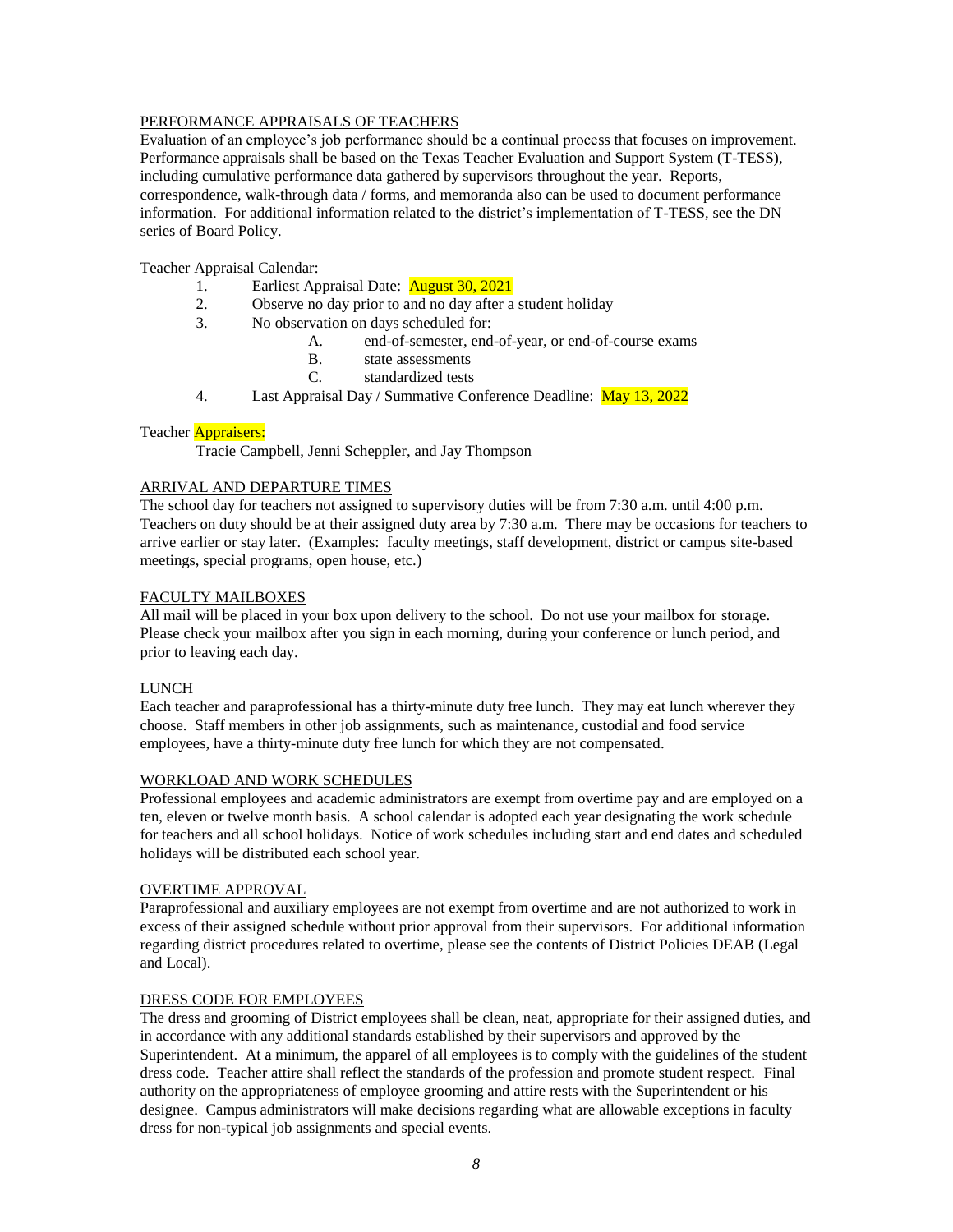## PERFORMANCE APPRAISALS OF TEACHERS

Evaluation of an employee's job performance should be a continual process that focuses on improvement. Performance appraisals shall be based on the Texas Teacher Evaluation and Support System (T-TESS), including cumulative performance data gathered by supervisors throughout the year. Reports, correspondence, walk-through data / forms, and memoranda also can be used to document performance information. For additional information related to the district's implementation of T-TESS, see the DN series of Board Policy.

Teacher Appraisal Calendar:

1. Earliest Appraisal Date: August 30, 2021
2. Observe no day prior to and no day after a student holiday
3. No observation on days scheduled for:
   - A. end-of-semester, end-of-year, or end-of-course exams
   - B. state assessments
   - C. standardized tests
4. Last Appraisal Day / Summative Conference Deadline: May 13, 2022

Teacher Appraisers:

Tracie Campbell, Jenni Scheppler, and Jay Thompson

## ARRIVAL AND DEPARTURE TIMES

The school day for teachers not assigned to supervisory duties will be from 7:30 a.m. until 4:00 p.m. Teachers on duty should be at their assigned duty area by 7:30 a.m. There may be occasions for teachers to arrive earlier or stay later. (Examples: faculty meetings, staff development, district or campus site-based meetings, special programs, open house, etc.)

## FACULTY MAILBOXES

All mail will be placed in your box upon delivery to the school. Do not use your mailbox for storage. Please check your mailbox after you sign in each morning, during your conference or lunch period, and prior to leaving each day.

## LUNCH

Each teacher and paraprofessional has a thirty-minute duty free lunch. They may eat lunch wherever they choose. Staff members in other job assignments, such as maintenance, custodial and food service employees, have a thirty-minute duty free lunch for which they are not compensated.

## WORKLOAD AND WORK SCHEDULES

Professional employees and academic administrators are exempt from overtime pay and are employed on a ten, eleven or twelve month basis. A school calendar is adopted each year designating the work schedule for teachers and all school holidays. Notice of work schedules including start and end dates and scheduled holidays will be distributed each school year.

## OVERTIME APPROVAL

Paraprofessional and auxiliary employees are not exempt from overtime and are not authorized to work in excess of their assigned schedule without prior approval from their supervisors. For additional information regarding district procedures related to overtime, please see the contents of District Policies DEAB (Legal and Local).

## DRESS CODE FOR EMPLOYEES

The dress and grooming of District employees shall be clean, neat, appropriate for their assigned duties, and in accordance with any additional standards established by their supervisors and approved by the Superintendent. At a minimum, the apparel of all employees is to comply with the guidelines of the student dress code. Teacher attire shall reflect the standards of the profession and promote student respect. Final authority on the appropriateness of employee grooming and attire rests with the Superintendent or his designee. Campus administrators will make decisions regarding what are allowable exceptions in faculty dress for non-typical job assignments and special events.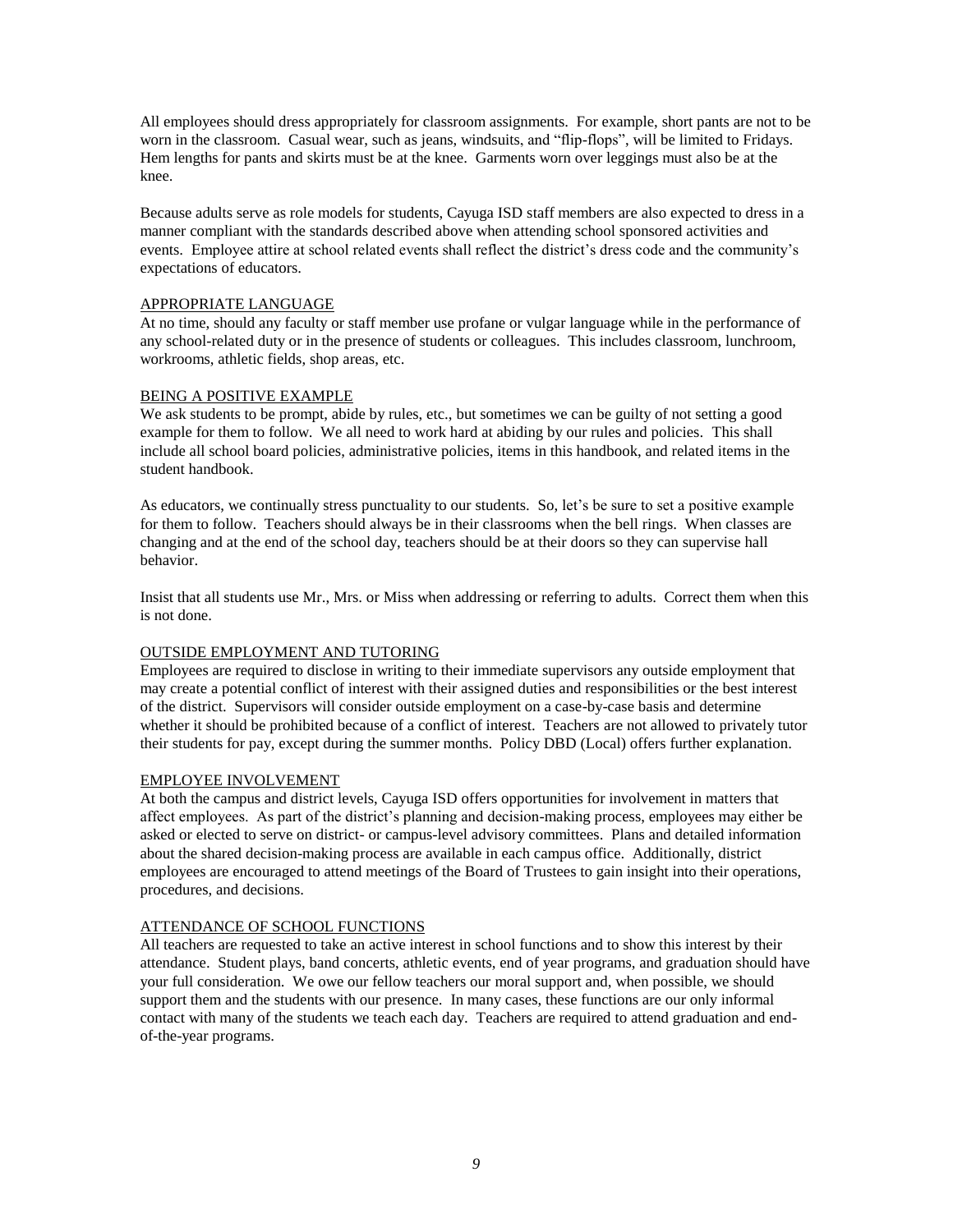All employees should dress appropriately for classroom assignments. For example, short pants are not to be worn in the classroom. Casual wear, such as jeans, windsuits, and "flip-flops", will be limited to Fridays. Hem lengths for pants and skirts must be at the knee. Garments worn over leggings must also be at the knee.

Because adults serve as role models for students, Cayuga ISD staff members are also expected to dress in a manner compliant with the standards described above when attending school sponsored activities and events. Employee attire at school related events shall reflect the district's dress code and the community's expectations of educators.

## APPROPRIATE LANGUAGE

At no time, should any faculty or staff member use profane or vulgar language while in the performance of any school-related duty or in the presence of students or colleagues. This includes classroom, lunchroom, workrooms, athletic fields, shop areas, etc.

## BEING A POSITIVE EXAMPLE

We ask students to be prompt, abide by rules, etc., but sometimes we can be guilty of not setting a good example for them to follow. We all need to work hard at abiding by our rules and policies. This shall include all school board policies, administrative policies, items in this handbook, and related items in the student handbook.

As educators, we continually stress punctuality to our students. So, let's be sure to set a positive example for them to follow. Teachers should always be in their classrooms when the bell rings. When classes are changing and at the end of the school day, teachers should be at their doors so they can supervise hall behavior.

Insist that all students use Mr., Mrs. or Miss when addressing or referring to adults. Correct them when this is not done.

## OUTSIDE EMPLOYMENT AND TUTORING

Employees are required to disclose in writing to their immediate supervisors any outside employment that may create a potential conflict of interest with their assigned duties and responsibilities or the best interest of the district. Supervisors will consider outside employment on a case-by-case basis and determine whether it should be prohibited because of a conflict of interest. Teachers are not allowed to privately tutor their students for pay, except during the summer months. Policy DBD (Local) offers further explanation.

## EMPLOYEE INVOLVEMENT

At both the campus and district levels, Cayuga ISD offers opportunities for involvement in matters that affect employees. As part of the district's planning and decision-making process, employees may either be asked or elected to serve on district- or campus-level advisory committees. Plans and detailed information about the shared decision-making process are available in each campus office. Additionally, district employees are encouraged to attend meetings of the Board of Trustees to gain insight into their operations, procedures, and decisions.

## ATTENDANCE OF SCHOOL FUNCTIONS

All teachers are requested to take an active interest in school functions and to show this interest by their attendance. Student plays, band concerts, athletic events, end of year programs, and graduation should have your full consideration. We owe our fellow teachers our moral support and, when possible, we should support them and the students with our presence. In many cases, these functions are our only informal contact with many of the students we teach each day. Teachers are required to attend graduation and end-of-the-year programs.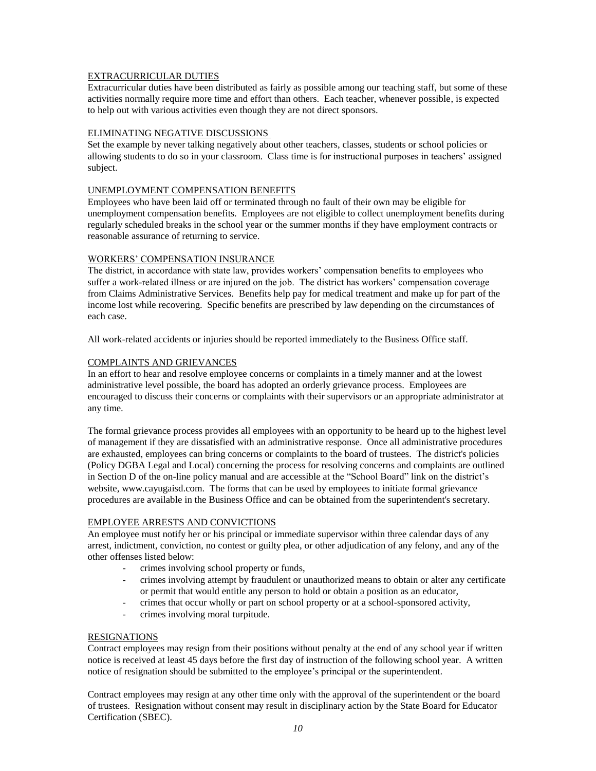## EXTRACURRICULAR DUTIES

Extracurricular duties have been distributed as fairly as possible among our teaching staff, but some of these activities normally require more time and effort than others. Each teacher, whenever possible, is expected to help out with various activities even though they are not direct sponsors.

## ELIMINATING NEGATIVE DISCUSSIONS

Set the example by never talking negatively about other teachers, classes, students or school policies or allowing students to do so in your classroom. Class time is for instructional purposes in teachers' assigned subject.

## UNEMPLOYMENT COMPENSATION BENEFITS

Employees who have been laid off or terminated through no fault of their own may be eligible for unemployment compensation benefits. Employees are not eligible to collect unemployment benefits during regularly scheduled breaks in the school year or the summer months if they have employment contracts or reasonable assurance of returning to service.

## WORKERS' COMPENSATION INSURANCE

The district, in accordance with state law, provides workers' compensation benefits to employees who suffer a work-related illness or are injured on the job. The district has workers' compensation coverage from Claims Administrative Services. Benefits help pay for medical treatment and make up for part of the income lost while recovering. Specific benefits are prescribed by law depending on the circumstances of each case.

All work-related accidents or injuries should be reported immediately to the Business Office staff.

## COMPLAINTS AND GRIEVANCES

In an effort to hear and resolve employee concerns or complaints in a timely manner and at the lowest administrative level possible, the board has adopted an orderly grievance process. Employees are encouraged to discuss their concerns or complaints with their supervisors or an appropriate administrator at any time.

The formal grievance process provides all employees with an opportunity to be heard up to the highest level of management if they are dissatisfied with an administrative response. Once all administrative procedures are exhausted, employees can bring concerns or complaints to the board of trustees. The district's policies (Policy DGBA Legal and Local) concerning the process for resolving concerns and complaints are outlined in Section D of the on-line policy manual and are accessible at the "School Board" link on the district's website, www.cayugaisd.com. The forms that can be used by employees to initiate formal grievance procedures are available in the Business Office and can be obtained from the superintendent's secretary.

## EMPLOYEE ARRESTS AND CONVICTIONS

An employee must notify her or his principal or immediate supervisor within three calendar days of any arrest, indictment, conviction, no contest or guilty plea, or other adjudication of any felony, and any of the other offenses listed below:

- crimes involving school property or funds,
- crimes involving attempt by fraudulent or unauthorized means to obtain or alter any certificate or permit that would entitle any person to hold or obtain a position as an educator,
- crimes that occur wholly or part on school property or at a school-sponsored activity,
- crimes involving moral turpitude.

## RESIGNATIONS

Contract employees may resign from their positions without penalty at the end of any school year if written notice is received at least 45 days before the first day of instruction of the following school year. A written notice of resignation should be submitted to the employee's principal or the superintendent.

Contract employees may resign at any other time only with the approval of the superintendent or the board of trustees. Resignation without consent may result in disciplinary action by the State Board for Educator Certification (SBEC).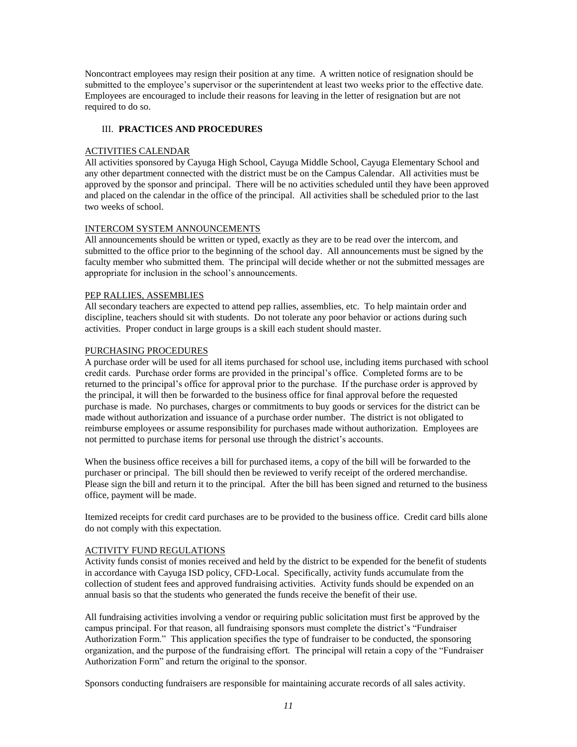Noncontract employees may resign their position at any time. A written notice of resignation should be submitted to the employee's supervisor or the superintendent at least two weeks prior to the effective date. Employees are encouraged to include their reasons for leaving in the letter of resignation but are not required to do so.

## III. **PRACTICES AND PROCEDURES**

### ACTIVITIES CALENDAR

All activities sponsored by Cayuga High School, Cayuga Middle School, Cayuga Elementary School and any other department connected with the district must be on the Campus Calendar. All activities must be approved by the sponsor and principal. There will be no activities scheduled until they have been approved and placed on the calendar in the office of the principal. All activities shall be scheduled prior to the last two weeks of school.

### INTERCOM SYSTEM ANNOUNCEMENTS

All announcements should be written or typed, exactly as they are to be read over the intercom, and submitted to the office prior to the beginning of the school day. All announcements must be signed by the faculty member who submitted them. The principal will decide whether or not the submitted messages are appropriate for inclusion in the school's announcements.

### PEP RALLIES, ASSEMBLIES

All secondary teachers are expected to attend pep rallies, assemblies, etc. To help maintain order and discipline, teachers should sit with students. Do not tolerate any poor behavior or actions during such activities. Proper conduct in large groups is a skill each student should master.

### PURCHASING PROCEDURES

A purchase order will be used for all items purchased for school use, including items purchased with school credit cards. Purchase order forms are provided in the principal's office. Completed forms are to be returned to the principal's office for approval prior to the purchase. If the purchase order is approved by the principal, it will then be forwarded to the business office for final approval before the requested purchase is made. No purchases, charges or commitments to buy goods or services for the district can be made without authorization and issuance of a purchase order number. The district is not obligated to reimburse employees or assume responsibility for purchases made without authorization. Employees are not permitted to purchase items for personal use through the district's accounts.

When the business office receives a bill for purchased items, a copy of the bill will be forwarded to the purchaser or principal. The bill should then be reviewed to verify receipt of the ordered merchandise. Please sign the bill and return it to the principal. After the bill has been signed and returned to the business office, payment will be made.

Itemized receipts for credit card purchases are to be provided to the business office. Credit card bills alone do not comply with this expectation.

### ACTIVITY FUND REGULATIONS

Activity funds consist of monies received and held by the district to be expended for the benefit of students in accordance with Cayuga ISD policy, CFD-Local. Specifically, activity funds accumulate from the collection of student fees and approved fundraising activities. Activity funds should be expended on an annual basis so that the students who generated the funds receive the benefit of their use.

All fundraising activities involving a vendor or requiring public solicitation must first be approved by the campus principal. For that reason, all fundraising sponsors must complete the district's "Fundraiser Authorization Form." This application specifies the type of fundraiser to be conducted, the sponsoring organization, and the purpose of the fundraising effort. The principal will retain a copy of the "Fundraiser Authorization Form" and return the original to the sponsor.

Sponsors conducting fundraisers are responsible for maintaining accurate records of all sales activity.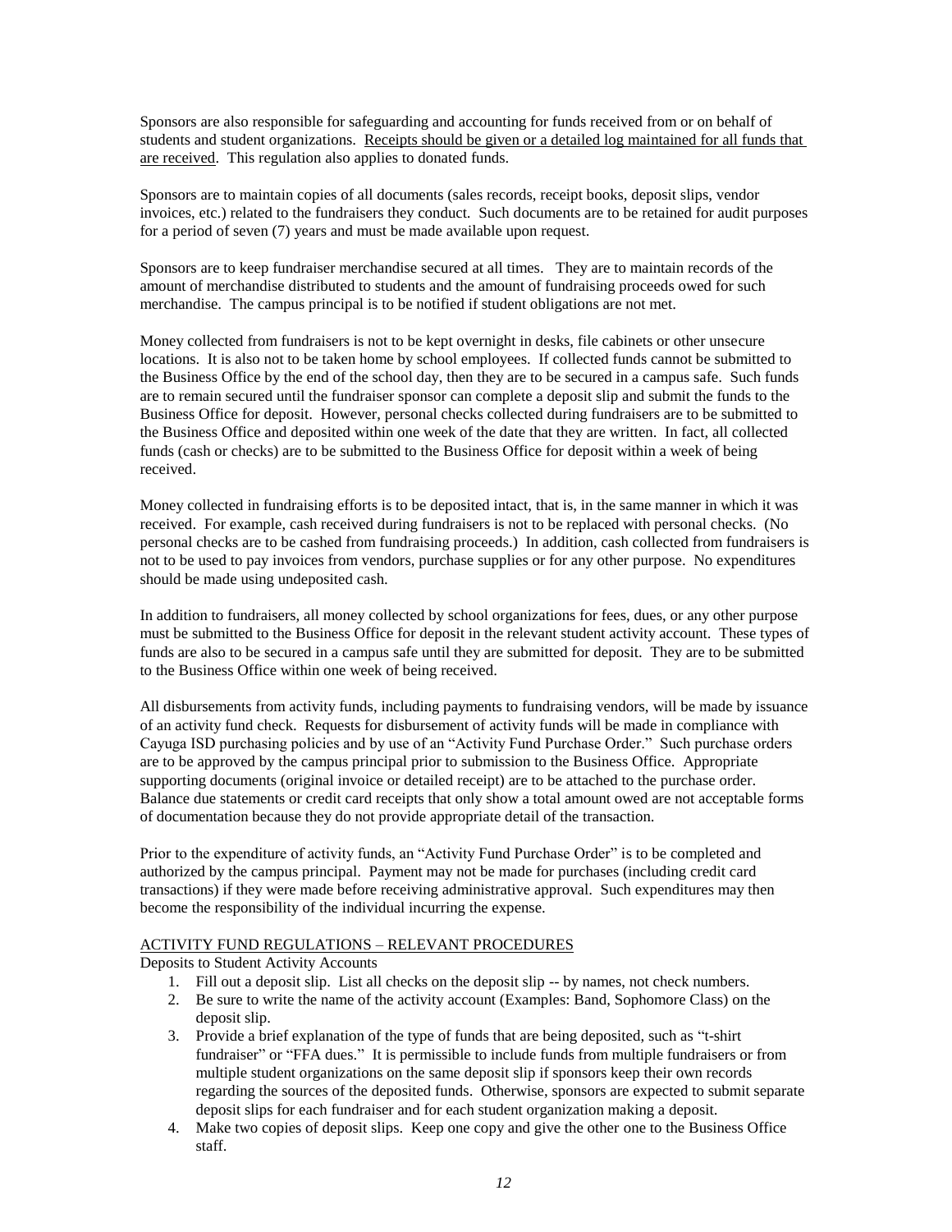Sponsors are also responsible for safeguarding and accounting for funds received from or on behalf of students and student organizations. <u>Receipts should be given or a detailed log maintained for all funds that are received</u>. This regulation also applies to donated funds.

Sponsors are to maintain copies of all documents (sales records, receipt books, deposit slips, vendor invoices, etc.) related to the fundraisers they conduct. Such documents are to be retained for audit purposes for a period of seven (7) years and must be made available upon request.

Sponsors are to keep fundraiser merchandise secured at all times. They are to maintain records of the amount of merchandise distributed to students and the amount of fundraising proceeds owed for such merchandise. The campus principal is to be notified if student obligations are not met.

Money collected from fundraisers is not to be kept overnight in desks, file cabinets or other unsecure locations. It is also not to be taken home by school employees. If collected funds cannot be submitted to the Business Office by the end of the school day, then they are to be secured in a campus safe. Such funds are to remain secured until the fundraiser sponsor can complete a deposit slip and submit the funds to the Business Office for deposit. However, personal checks collected during fundraisers are to be submitted to the Business Office and deposited within one week of the date that they are written. In fact, all collected funds (cash or checks) are to be submitted to the Business Office for deposit within a week of being received.

Money collected in fundraising efforts is to be deposited intact, that is, in the same manner in which it was received. For example, cash received during fundraisers is not to be replaced with personal checks. (No personal checks are to be cashed from fundraising proceeds.) In addition, cash collected from fundraisers is not to be used to pay invoices from vendors, purchase supplies or for any other purpose. No expenditures should be made using undeposited cash.

In addition to fundraisers, all money collected by school organizations for fees, dues, or any other purpose must be submitted to the Business Office for deposit in the relevant student activity account. These types of funds are also to be secured in a campus safe until they are submitted for deposit. They are to be submitted to the Business Office within one week of being received.

All disbursements from activity funds, including payments to fundraising vendors, will be made by issuance of an activity fund check. Requests for disbursement of activity funds will be made in compliance with Cayuga ISD purchasing policies and by use of an "Activity Fund Purchase Order." Such purchase orders are to be approved by the campus principal prior to submission to the Business Office. Appropriate supporting documents (original invoice or detailed receipt) are to be attached to the purchase order. Balance due statements or credit card receipts that only show a total amount owed are not acceptable forms of documentation because they do not provide appropriate detail of the transaction.

Prior to the expenditure of activity funds, an "Activity Fund Purchase Order" is to be completed and authorized by the campus principal. Payment may not be made for purchases (including credit card transactions) if they were made before receiving administrative approval. Such expenditures may then become the responsibility of the individual incurring the expense.

<u>ACTIVITY FUND REGULATIONS – RELEVANT PROCEDURES</u>

Deposits to Student Activity Accounts

1. Fill out a deposit slip. List all checks on the deposit slip -- by names, not check numbers.
2. Be sure to write the name of the activity account (Examples: Band, Sophomore Class) on the deposit slip.
3. Provide a brief explanation of the type of funds that are being deposited, such as "t-shirt fundraiser" or "FFA dues." It is permissible to include funds from multiple fundraisers or from multiple student organizations on the same deposit slip if sponsors keep their own records regarding the sources of the deposited funds. Otherwise, sponsors are expected to submit separate deposit slips for each fundraiser and for each student organization making a deposit.
4. Make two copies of deposit slips. Keep one copy and give the other one to the Business Office staff.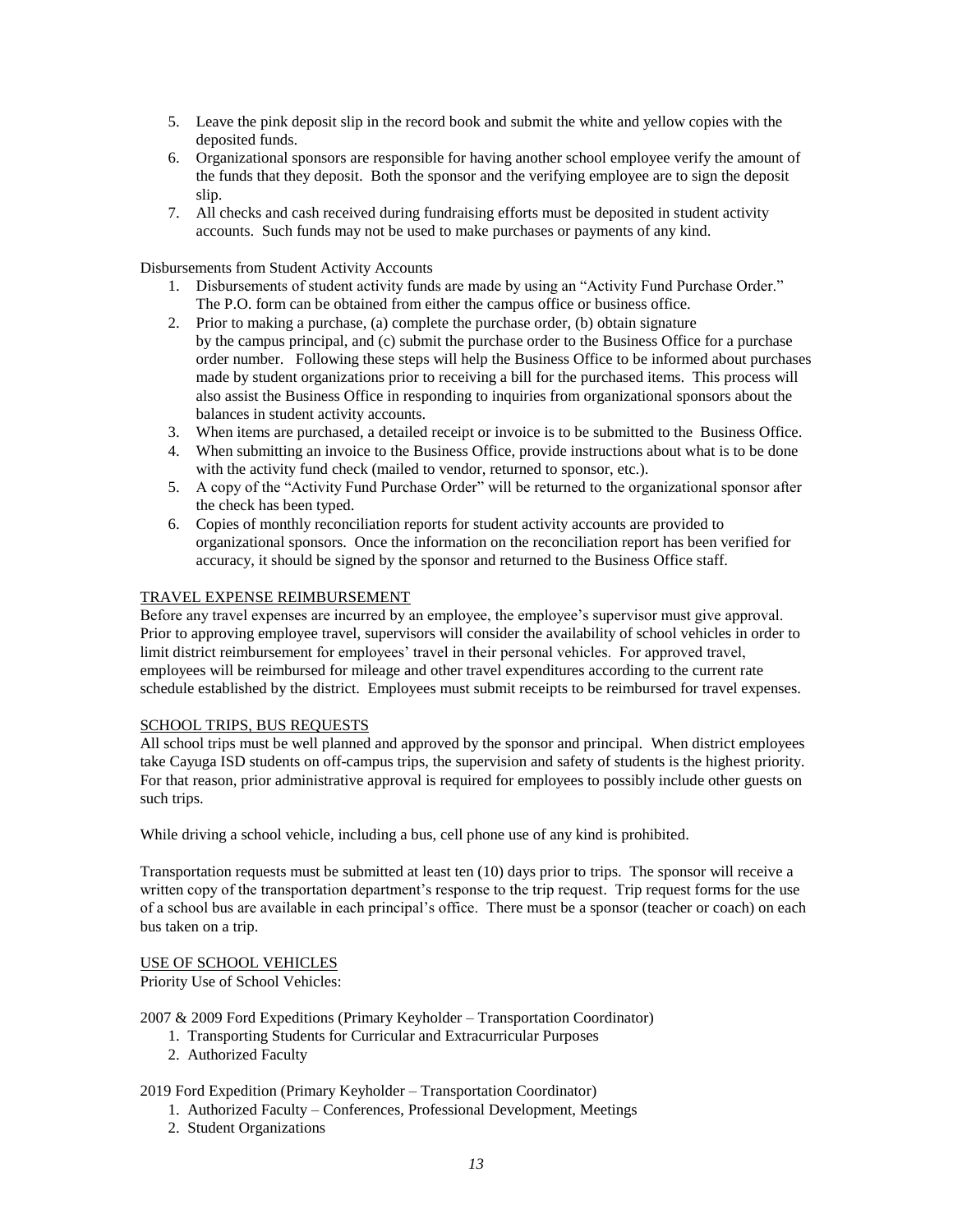5. Leave the pink deposit slip in the record book and submit the white and yellow copies with the deposited funds.
6. Organizational sponsors are responsible for having another school employee verify the amount of the funds that they deposit. Both the sponsor and the verifying employee are to sign the deposit slip.
7. All checks and cash received during fundraising efforts must be deposited in student activity accounts. Such funds may not be used to make purchases or payments of any kind.

Disbursements from Student Activity Accounts

1. Disbursements of student activity funds are made by using an "Activity Fund Purchase Order." The P.O. form can be obtained from either the campus office or business office.
2. Prior to making a purchase, (a) complete the purchase order, (b) obtain signature by the campus principal, and (c) submit the purchase order to the Business Office for a purchase order number. Following these steps will help the Business Office to be informed about purchases made by student organizations prior to receiving a bill for the purchased items. This process will also assist the Business Office in responding to inquiries from organizational sponsors about the balances in student activity accounts.
3. When items are purchased, a detailed receipt or invoice is to be submitted to the Business Office.
4. When submitting an invoice to the Business Office, provide instructions about what is to be done with the activity fund check (mailed to vendor, returned to sponsor, etc.).
5. A copy of the "Activity Fund Purchase Order" will be returned to the organizational sponsor after the check has been typed.
6. Copies of monthly reconciliation reports for student activity accounts are provided to organizational sponsors. Once the information on the reconciliation report has been verified for accuracy, it should be signed by the sponsor and returned to the Business Office staff.

## TRAVEL EXPENSE REIMBURSEMENT

Before any travel expenses are incurred by an employee, the employee's supervisor must give approval. Prior to approving employee travel, supervisors will consider the availability of school vehicles in order to limit district reimbursement for employees' travel in their personal vehicles. For approved travel, employees will be reimbursed for mileage and other travel expenditures according to the current rate schedule established by the district. Employees must submit receipts to be reimbursed for travel expenses.

## SCHOOL TRIPS, BUS REQUESTS

All school trips must be well planned and approved by the sponsor and principal. When district employees take Cayuga ISD students on off-campus trips, the supervision and safety of students is the highest priority. For that reason, prior administrative approval is required for employees to possibly include other guests on such trips.

While driving a school vehicle, including a bus, cell phone use of any kind is prohibited.

Transportation requests must be submitted at least ten (10) days prior to trips. The sponsor will receive a written copy of the transportation department's response to the trip request. Trip request forms for the use of a school bus are available in each principal's office. There must be a sponsor (teacher or coach) on each bus taken on a trip.

## USE OF SCHOOL VEHICLES

Priority Use of School Vehicles:

2007 & 2009 Ford Expeditions (Primary Keyholder – Transportation Coordinator)

1. Transporting Students for Curricular and Extracurricular Purposes
2. Authorized Faculty

2019 Ford Expedition (Primary Keyholder – Transportation Coordinator)

1. Authorized Faculty – Conferences, Professional Development, Meetings
2. Student Organizations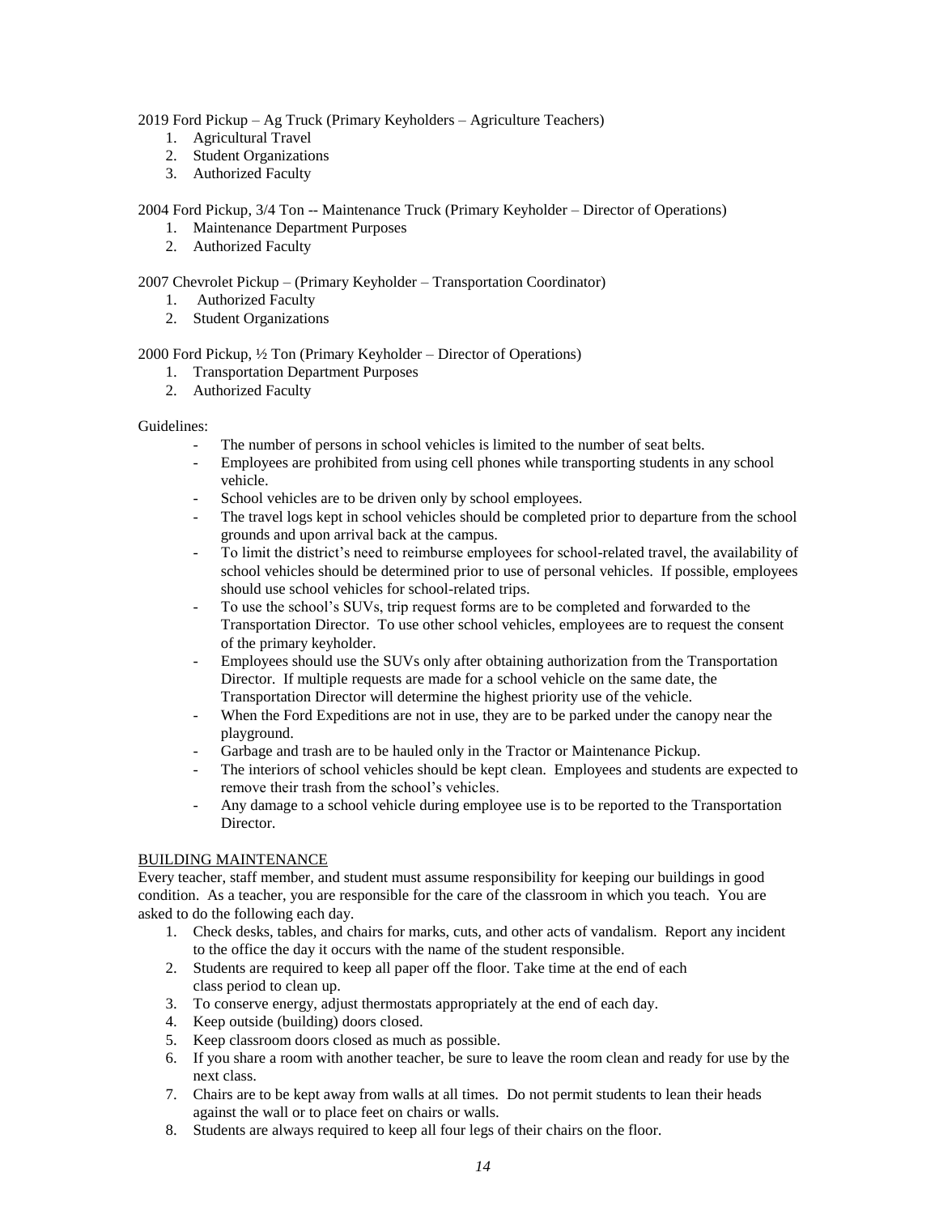2019 Ford Pickup – Ag Truck (Primary Keyholders – Agriculture Teachers)

1. Agricultural Travel
2. Student Organizations
3. Authorized Faculty

2004 Ford Pickup, 3/4 Ton -- Maintenance Truck (Primary Keyholder – Director of Operations)

1. Maintenance Department Purposes
2. Authorized Faculty

2007 Chevrolet Pickup – (Primary Keyholder – Transportation Coordinator)

1. Authorized Faculty
2. Student Organizations

2000 Ford Pickup, ½ Ton (Primary Keyholder – Director of Operations)

1. Transportation Department Purposes
2. Authorized Faculty

Guidelines:

- The number of persons in school vehicles is limited to the number of seat belts.
- Employees are prohibited from using cell phones while transporting students in any school vehicle.
- School vehicles are to be driven only by school employees.
- The travel logs kept in school vehicles should be completed prior to departure from the school grounds and upon arrival back at the campus.
- To limit the district's need to reimburse employees for school-related travel, the availability of school vehicles should be determined prior to use of personal vehicles. If possible, employees should use school vehicles for school-related trips.
- To use the school's SUVs, trip request forms are to be completed and forwarded to the Transportation Director. To use other school vehicles, employees are to request the consent of the primary keyholder.
- Employees should use the SUVs only after obtaining authorization from the Transportation Director. If multiple requests are made for a school vehicle on the same date, the Transportation Director will determine the highest priority use of the vehicle.
- When the Ford Expeditions are not in use, they are to be parked under the canopy near the playground.
- Garbage and trash are to be hauled only in the Tractor or Maintenance Pickup.
- The interiors of school vehicles should be kept clean. Employees and students are expected to remove their trash from the school's vehicles.
- Any damage to a school vehicle during employee use is to be reported to the Transportation Director.

## BUILDING MAINTENANCE

Every teacher, staff member, and student must assume responsibility for keeping our buildings in good condition. As a teacher, you are responsible for the care of the classroom in which you teach. You are asked to do the following each day.

1. Check desks, tables, and chairs for marks, cuts, and other acts of vandalism. Report any incident to the office the day it occurs with the name of the student responsible.
2. Students are required to keep all paper off the floor. Take time at the end of each class period to clean up.
3. To conserve energy, adjust thermostats appropriately at the end of each day.
4. Keep outside (building) doors closed.
5. Keep classroom doors closed as much as possible.
6. If you share a room with another teacher, be sure to leave the room clean and ready for use by the next class.
7. Chairs are to be kept away from walls at all times. Do not permit students to lean their heads against the wall or to place feet on chairs or walls.
8. Students are always required to keep all four legs of their chairs on the floor.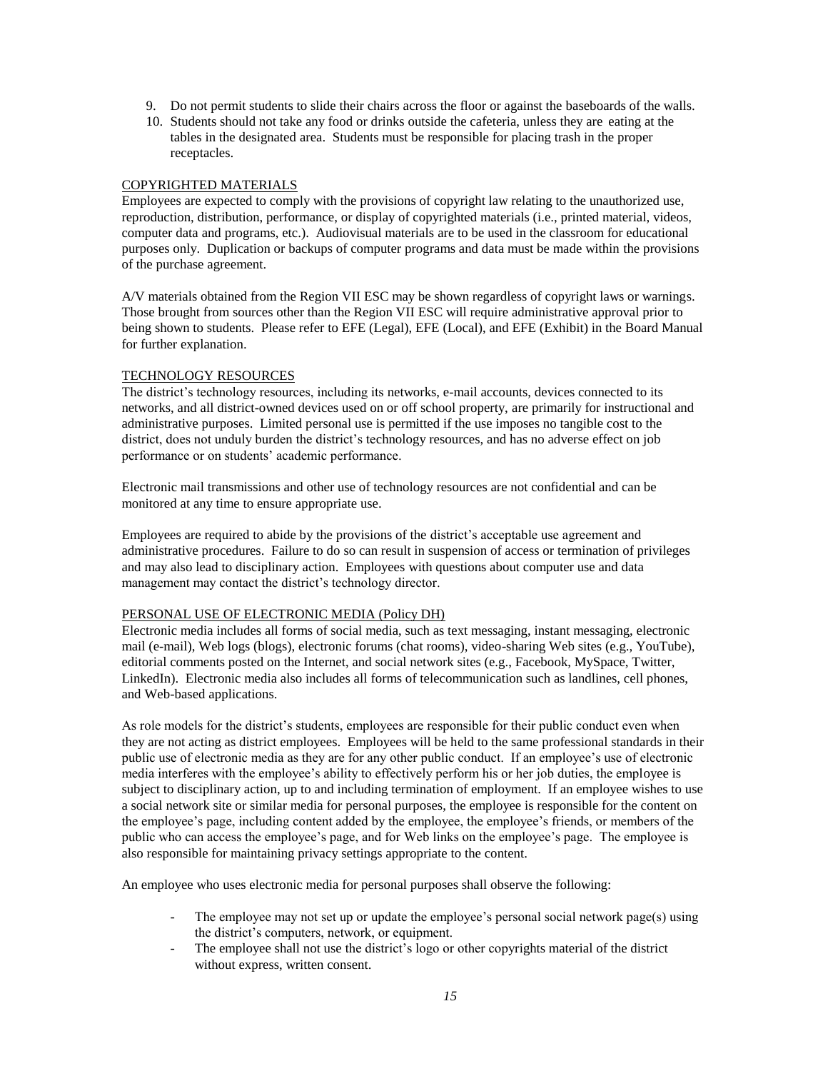9. Do not permit students to slide their chairs across the floor or against the baseboards of the walls.
10. Students should not take any food or drinks outside the cafeteria, unless they are eating at the tables in the designated area. Students must be responsible for placing trash in the proper receptacles.

COPYRIGHTED MATERIALS

Employees are expected to comply with the provisions of copyright law relating to the unauthorized use, reproduction, distribution, performance, or display of copyrighted materials (i.e., printed material, videos, computer data and programs, etc.). Audiovisual materials are to be used in the classroom for educational purposes only. Duplication or backups of computer programs and data must be made within the provisions of the purchase agreement.

A/V materials obtained from the Region VII ESC may be shown regardless of copyright laws or warnings. Those brought from sources other than the Region VII ESC will require administrative approval prior to being shown to students. Please refer to EFE (Legal), EFE (Local), and EFE (Exhibit) in the Board Manual for further explanation.

TECHNOLOGY RESOURCES

The district's technology resources, including its networks, e-mail accounts, devices connected to its networks, and all district-owned devices used on or off school property, are primarily for instructional and administrative purposes. Limited personal use is permitted if the use imposes no tangible cost to the district, does not unduly burden the district's technology resources, and has no adverse effect on job performance or on students' academic performance.

Electronic mail transmissions and other use of technology resources are not confidential and can be monitored at any time to ensure appropriate use.

Employees are required to abide by the provisions of the district's acceptable use agreement and administrative procedures. Failure to do so can result in suspension of access or termination of privileges and may also lead to disciplinary action. Employees with questions about computer use and data management may contact the district's technology director.

PERSONAL USE OF ELECTRONIC MEDIA (Policy DH)

Electronic media includes all forms of social media, such as text messaging, instant messaging, electronic mail (e-mail), Web logs (blogs), electronic forums (chat rooms), video-sharing Web sites (e.g., YouTube), editorial comments posted on the Internet, and social network sites (e.g., Facebook, MySpace, Twitter, LinkedIn). Electronic media also includes all forms of telecommunication such as landlines, cell phones, and Web-based applications.

As role models for the district's students, employees are responsible for their public conduct even when they are not acting as district employees. Employees will be held to the same professional standards in their public use of electronic media as they are for any other public conduct. If an employee's use of electronic media interferes with the employee's ability to effectively perform his or her job duties, the employee is subject to disciplinary action, up to and including termination of employment. If an employee wishes to use a social network site or similar media for personal purposes, the employee is responsible for the content on the employee's page, including content added by the employee, the employee's friends, or members of the public who can access the employee's page, and for Web links on the employee's page. The employee is also responsible for maintaining privacy settings appropriate to the content.

An employee who uses electronic media for personal purposes shall observe the following:

- The employee may not set up or update the employee's personal social network page(s) using the district's computers, network, or equipment.
- The employee shall not use the district's logo or other copyrights material of the district without express, written consent.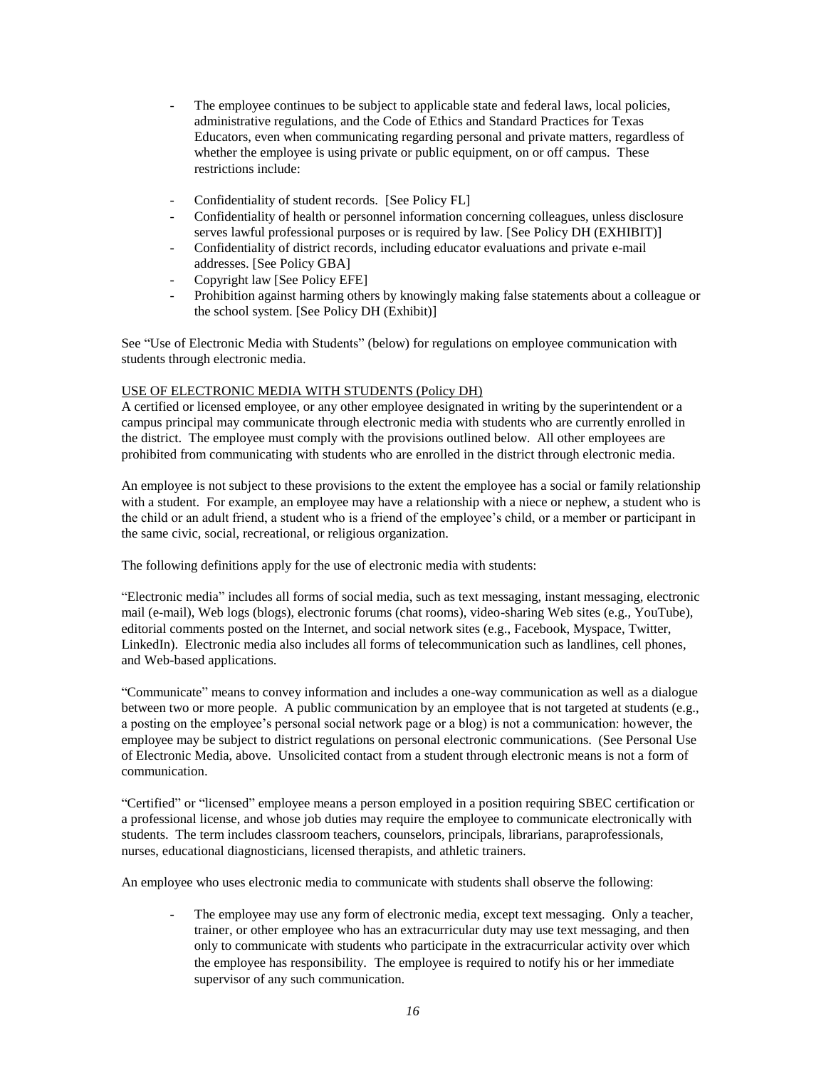- The employee continues to be subject to applicable state and federal laws, local policies, administrative regulations, and the Code of Ethics and Standard Practices for Texas Educators, even when communicating regarding personal and private matters, regardless of whether the employee is using private or public equipment, on or off campus. These restrictions include:

- Confidentiality of student records. [See Policy FL]
- Confidentiality of health or personnel information concerning colleagues, unless disclosure serves lawful professional purposes or is required by law. [See Policy DH (EXHIBIT)]
- Confidentiality of district records, including educator evaluations and private e-mail addresses. [See Policy GBA]
- Copyright law [See Policy EFE]
- Prohibition against harming others by knowingly making false statements about a colleague or the school system. [See Policy DH (Exhibit)]

See "Use of Electronic Media with Students" (below) for regulations on employee communication with students through electronic media.

USE OF ELECTRONIC MEDIA WITH STUDENTS (Policy DH)

A certified or licensed employee, or any other employee designated in writing by the superintendent or a campus principal may communicate through electronic media with students who are currently enrolled in the district. The employee must comply with the provisions outlined below. All other employees are prohibited from communicating with students who are enrolled in the district through electronic media.

An employee is not subject to these provisions to the extent the employee has a social or family relationship with a student. For example, an employee may have a relationship with a niece or nephew, a student who is the child or an adult friend, a student who is a friend of the employee's child, or a member or participant in the same civic, social, recreational, or religious organization.

The following definitions apply for the use of electronic media with students:

"Electronic media" includes all forms of social media, such as text messaging, instant messaging, electronic mail (e-mail), Web logs (blogs), electronic forums (chat rooms), video-sharing Web sites (e.g., YouTube), editorial comments posted on the Internet, and social network sites (e.g., Facebook, Myspace, Twitter, LinkedIn). Electronic media also includes all forms of telecommunication such as landlines, cell phones, and Web-based applications.

"Communicate" means to convey information and includes a one-way communication as well as a dialogue between two or more people. A public communication by an employee that is not targeted at students (e.g., a posting on the employee's personal social network page or a blog) is not a communication: however, the employee may be subject to district regulations on personal electronic communications. (See Personal Use of Electronic Media, above. Unsolicited contact from a student through electronic means is not a form of communication.

"Certified" or "licensed" employee means a person employed in a position requiring SBEC certification or a professional license, and whose job duties may require the employee to communicate electronically with students. The term includes classroom teachers, counselors, principals, librarians, paraprofessionals, nurses, educational diagnosticians, licensed therapists, and athletic trainers.

An employee who uses electronic media to communicate with students shall observe the following:

- The employee may use any form of electronic media, except text messaging. Only a teacher, trainer, or other employee who has an extracurricular duty may use text messaging, and then only to communicate with students who participate in the extracurricular activity over which the employee has responsibility. The employee is required to notify his or her immediate supervisor of any such communication.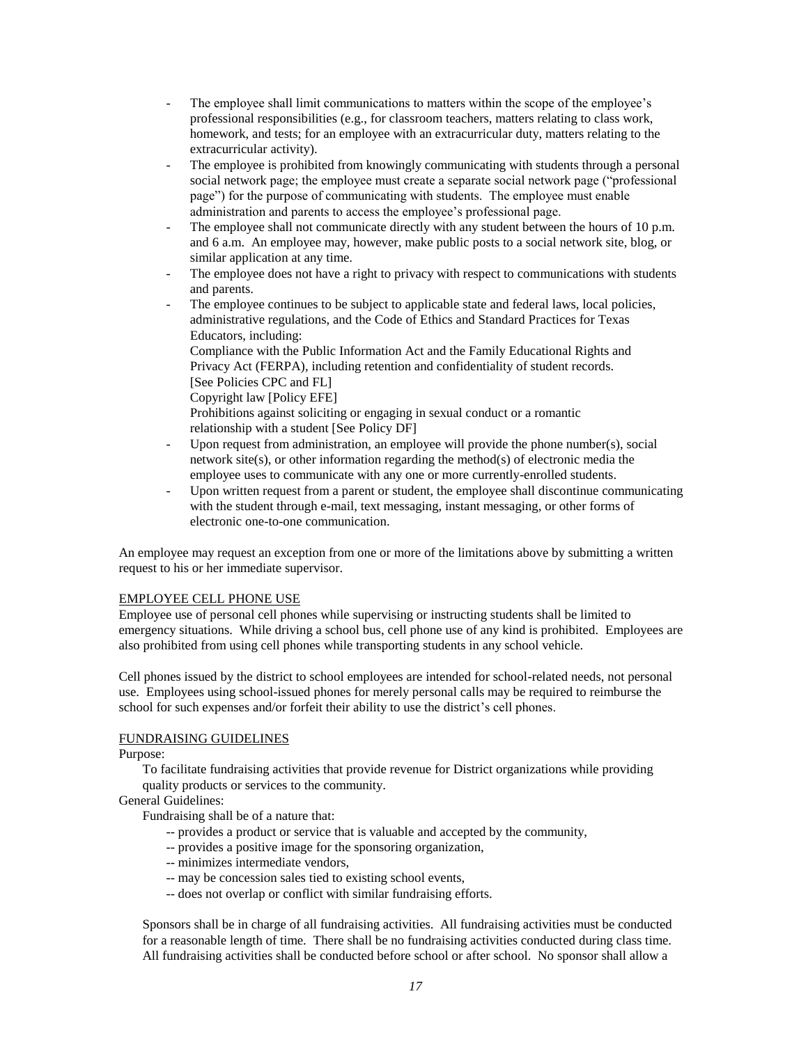- The employee shall limit communications to matters within the scope of the employee's professional responsibilities (e.g., for classroom teachers, matters relating to class work, homework, and tests; for an employee with an extracurricular duty, matters relating to the extracurricular activity).
- The employee is prohibited from knowingly communicating with students through a personal social network page; the employee must create a separate social network page ("professional page") for the purpose of communicating with students. The employee must enable administration and parents to access the employee's professional page.
- The employee shall not communicate directly with any student between the hours of 10 p.m. and 6 a.m. An employee may, however, make public posts to a social network site, blog, or similar application at any time.
- The employee does not have a right to privacy with respect to communications with students and parents.
- The employee continues to be subject to applicable state and federal laws, local policies, administrative regulations, and the Code of Ethics and Standard Practices for Texas Educators, including:
  Compliance with the Public Information Act and the Family Educational Rights and Privacy Act (FERPA), including retention and confidentiality of student records. [See Policies CPC and FL]
  Copyright law [Policy EFE]
  Prohibitions against soliciting or engaging in sexual conduct or a romantic relationship with a student [See Policy DF]
- Upon request from administration, an employee will provide the phone number(s), social network site(s), or other information regarding the method(s) of electronic media the employee uses to communicate with any one or more currently-enrolled students.
- Upon written request from a parent or student, the employee shall discontinue communicating with the student through e-mail, text messaging, instant messaging, or other forms of electronic one-to-one communication.

An employee may request an exception from one or more of the limitations above by submitting a written request to his or her immediate supervisor.

EMPLOYEE CELL PHONE USE

Employee use of personal cell phones while supervising or instructing students shall be limited to emergency situations. While driving a school bus, cell phone use of any kind is prohibited. Employees are also prohibited from using cell phones while transporting students in any school vehicle.

Cell phones issued by the district to school employees are intended for school-related needs, not personal use. Employees using school-issued phones for merely personal calls may be required to reimburse the school for such expenses and/or forfeit their ability to use the district's cell phones.

FUNDRAISING GUIDELINES

Purpose:

To facilitate fundraising activities that provide revenue for District organizations while providing quality products or services to the community.

General Guidelines:

Fundraising shall be of a nature that:

-- provides a product or service that is valuable and accepted by the community,
-- provides a positive image for the sponsoring organization,
-- minimizes intermediate vendors,
-- may be concession sales tied to existing school events,
-- does not overlap or conflict with similar fundraising efforts.

Sponsors shall be in charge of all fundraising activities. All fundraising activities must be conducted for a reasonable length of time. There shall be no fundraising activities conducted during class time. All fundraising activities shall be conducted before school or after school. No sponsor shall allow a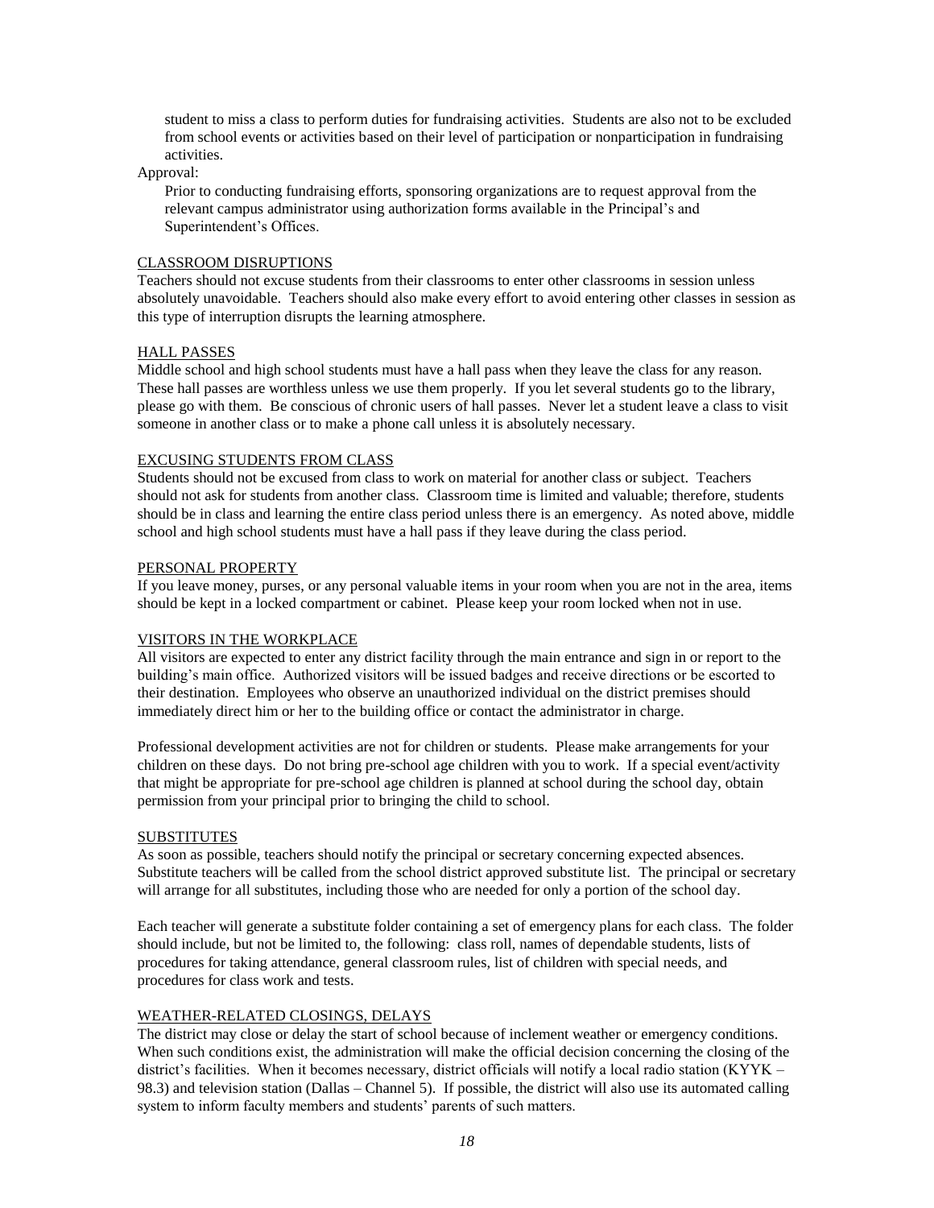student to miss a class to perform duties for fundraising activities. Students are also not to be excluded from school events or activities based on their level of participation or nonparticipation in fundraising activities.

Approval:

Prior to conducting fundraising efforts, sponsoring organizations are to request approval from the relevant campus administrator using authorization forms available in the Principal's and Superintendent's Offices.

## CLASSROOM DISRUPTIONS

Teachers should not excuse students from their classrooms to enter other classrooms in session unless absolutely unavoidable. Teachers should also make every effort to avoid entering other classes in session as this type of interruption disrupts the learning atmosphere.

## HALL PASSES

Middle school and high school students must have a hall pass when they leave the class for any reason. These hall passes are worthless unless we use them properly. If you let several students go to the library, please go with them. Be conscious of chronic users of hall passes. Never let a student leave a class to visit someone in another class or to make a phone call unless it is absolutely necessary.

## EXCUSING STUDENTS FROM CLASS

Students should not be excused from class to work on material for another class or subject. Teachers should not ask for students from another class. Classroom time is limited and valuable; therefore, students should be in class and learning the entire class period unless there is an emergency. As noted above, middle school and high school students must have a hall pass if they leave during the class period.

## PERSONAL PROPERTY

If you leave money, purses, or any personal valuable items in your room when you are not in the area, items should be kept in a locked compartment or cabinet. Please keep your room locked when not in use.

## VISITORS IN THE WORKPLACE

All visitors are expected to enter any district facility through the main entrance and sign in or report to the building's main office. Authorized visitors will be issued badges and receive directions or be escorted to their destination. Employees who observe an unauthorized individual on the district premises should immediately direct him or her to the building office or contact the administrator in charge.

Professional development activities are not for children or students. Please make arrangements for your children on these days. Do not bring pre-school age children with you to work. If a special event/activity that might be appropriate for pre-school age children is planned at school during the school day, obtain permission from your principal prior to bringing the child to school.

## SUBSTITUTES

As soon as possible, teachers should notify the principal or secretary concerning expected absences. Substitute teachers will be called from the school district approved substitute list. The principal or secretary will arrange for all substitutes, including those who are needed for only a portion of the school day.

Each teacher will generate a substitute folder containing a set of emergency plans for each class. The folder should include, but not be limited to, the following: class roll, names of dependable students, lists of procedures for taking attendance, general classroom rules, list of children with special needs, and procedures for class work and tests.

## WEATHER-RELATED CLOSINGS, DELAYS

The district may close or delay the start of school because of inclement weather or emergency conditions. When such conditions exist, the administration will make the official decision concerning the closing of the district's facilities. When it becomes necessary, district officials will notify a local radio station (KYYK – 98.3) and television station (Dallas – Channel 5). If possible, the district will also use its automated calling system to inform faculty members and students' parents of such matters.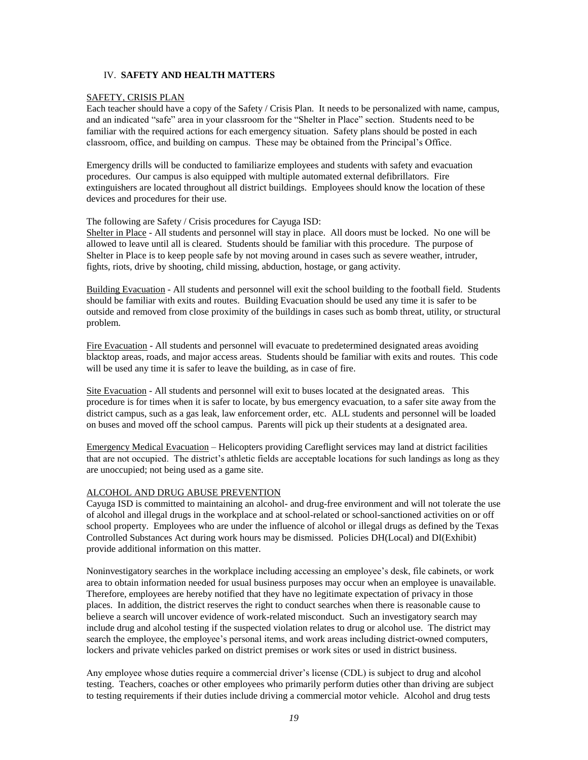## IV. SAFETY AND HEALTH MATTERS

### SAFETY, CRISIS PLAN

Each teacher should have a copy of the Safety / Crisis Plan. It needs to be personalized with name, campus, and an indicated "safe" area in your classroom for the "Shelter in Place" section. Students need to be familiar with the required actions for each emergency situation. Safety plans should be posted in each classroom, office, and building on campus. These may be obtained from the Principal's Office.

Emergency drills will be conducted to familiarize employees and students with safety and evacuation procedures. Our campus is also equipped with multiple automated external defibrillators. Fire extinguishers are located throughout all district buildings. Employees should know the location of these devices and procedures for their use.

The following are Safety / Crisis procedures for Cayuga ISD:

Shelter in Place - All students and personnel will stay in place. All doors must be locked. No one will be allowed to leave until all is cleared. Students should be familiar with this procedure. The purpose of Shelter in Place is to keep people safe by not moving around in cases such as severe weather, intruder, fights, riots, drive by shooting, child missing, abduction, hostage, or gang activity.

Building Evacuation - All students and personnel will exit the school building to the football field. Students should be familiar with exits and routes. Building Evacuation should be used any time it is safer to be outside and removed from close proximity of the buildings in cases such as bomb threat, utility, or structural problem.

Fire Evacuation - All students and personnel will evacuate to predetermined designated areas avoiding blacktop areas, roads, and major access areas. Students should be familiar with exits and routes. This code will be used any time it is safer to leave the building, as in case of fire.

Site Evacuation - All students and personnel will exit to buses located at the designated areas. This procedure is for times when it is safer to locate, by bus emergency evacuation, to a safer site away from the district campus, such as a gas leak, law enforcement order, etc. ALL students and personnel will be loaded on buses and moved off the school campus. Parents will pick up their students at a designated area.

Emergency Medical Evacuation – Helicopters providing Careflight services may land at district facilities that are not occupied. The district's athletic fields are acceptable locations for such landings as long as they are unoccupied; not being used as a game site.

### ALCOHOL AND DRUG ABUSE PREVENTION

Cayuga ISD is committed to maintaining an alcohol- and drug-free environment and will not tolerate the use of alcohol and illegal drugs in the workplace and at school-related or school-sanctioned activities on or off school property. Employees who are under the influence of alcohol or illegal drugs as defined by the Texas Controlled Substances Act during work hours may be dismissed. Policies DH(Local) and DI(Exhibit) provide additional information on this matter.

Noninvestigatory searches in the workplace including accessing an employee's desk, file cabinets, or work area to obtain information needed for usual business purposes may occur when an employee is unavailable. Therefore, employees are hereby notified that they have no legitimate expectation of privacy in those places. In addition, the district reserves the right to conduct searches when there is reasonable cause to believe a search will uncover evidence of work-related misconduct. Such an investigatory search may include drug and alcohol testing if the suspected violation relates to drug or alcohol use. The district may search the employee, the employee's personal items, and work areas including district-owned computers, lockers and private vehicles parked on district premises or work sites or used in district business.

Any employee whose duties require a commercial driver's license (CDL) is subject to drug and alcohol testing. Teachers, coaches or other employees who primarily perform duties other than driving are subject to testing requirements if their duties include driving a commercial motor vehicle. Alcohol and drug tests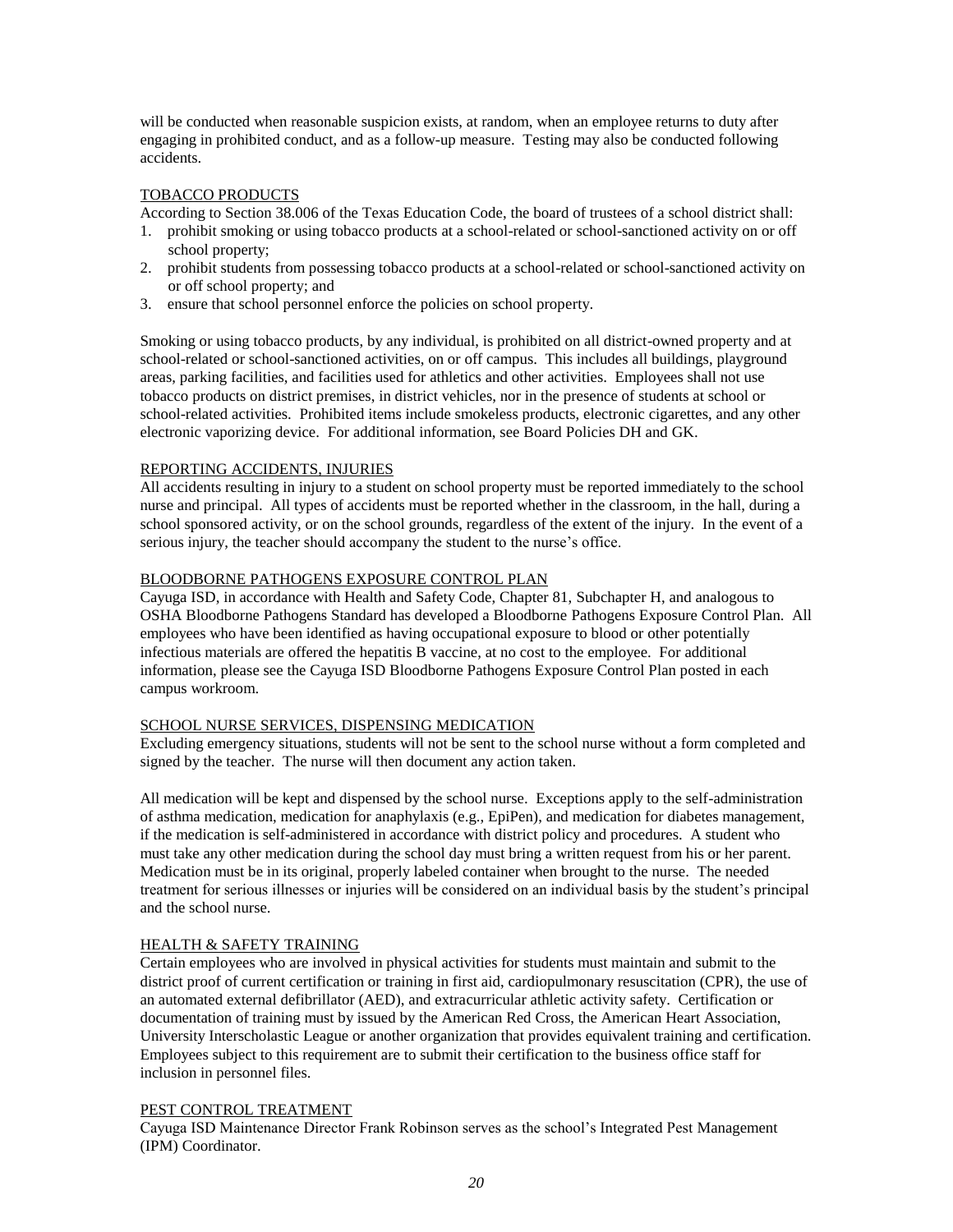will be conducted when reasonable suspicion exists, at random, when an employee returns to duty after engaging in prohibited conduct, and as a follow-up measure. Testing may also be conducted following accidents.

## TOBACCO PRODUCTS

According to Section 38.006 of the Texas Education Code, the board of trustees of a school district shall:

1. prohibit smoking or using tobacco products at a school-related or school-sanctioned activity on or off school property;
2. prohibit students from possessing tobacco products at a school-related or school-sanctioned activity on or off school property; and
3. ensure that school personnel enforce the policies on school property.

Smoking or using tobacco products, by any individual, is prohibited on all district-owned property and at school-related or school-sanctioned activities, on or off campus. This includes all buildings, playground areas, parking facilities, and facilities used for athletics and other activities. Employees shall not use tobacco products on district premises, in district vehicles, nor in the presence of students at school or school-related activities. Prohibited items include smokeless products, electronic cigarettes, and any other electronic vaporizing device. For additional information, see Board Policies DH and GK.

## REPORTING ACCIDENTS, INJURIES

All accidents resulting in injury to a student on school property must be reported immediately to the school nurse and principal. All types of accidents must be reported whether in the classroom, in the hall, during a school sponsored activity, or on the school grounds, regardless of the extent of the injury. In the event of a serious injury, the teacher should accompany the student to the nurse's office.

## BLOODBORNE PATHOGENS EXPOSURE CONTROL PLAN

Cayuga ISD, in accordance with Health and Safety Code, Chapter 81, Subchapter H, and analogous to OSHA Bloodborne Pathogens Standard has developed a Bloodborne Pathogens Exposure Control Plan. All employees who have been identified as having occupational exposure to blood or other potentially infectious materials are offered the hepatitis B vaccine, at no cost to the employee. For additional information, please see the Cayuga ISD Bloodborne Pathogens Exposure Control Plan posted in each campus workroom.

## SCHOOL NURSE SERVICES, DISPENSING MEDICATION

Excluding emergency situations, students will not be sent to the school nurse without a form completed and signed by the teacher. The nurse will then document any action taken.

All medication will be kept and dispensed by the school nurse. Exceptions apply to the self-administration of asthma medication, medication for anaphylaxis (e.g., EpiPen), and medication for diabetes management, if the medication is self-administered in accordance with district policy and procedures. A student who must take any other medication during the school day must bring a written request from his or her parent. Medication must be in its original, properly labeled container when brought to the nurse. The needed treatment for serious illnesses or injuries will be considered on an individual basis by the student's principal and the school nurse.

## HEALTH & SAFETY TRAINING

Certain employees who are involved in physical activities for students must maintain and submit to the district proof of current certification or training in first aid, cardiopulmonary resuscitation (CPR), the use of an automated external defibrillator (AED), and extracurricular athletic activity safety. Certification or documentation of training must by issued by the American Red Cross, the American Heart Association, University Interscholastic League or another organization that provides equivalent training and certification. Employees subject to this requirement are to submit their certification to the business office staff for inclusion in personnel files.

## PEST CONTROL TREATMENT

Cayuga ISD Maintenance Director Frank Robinson serves as the school's Integrated Pest Management (IPM) Coordinator.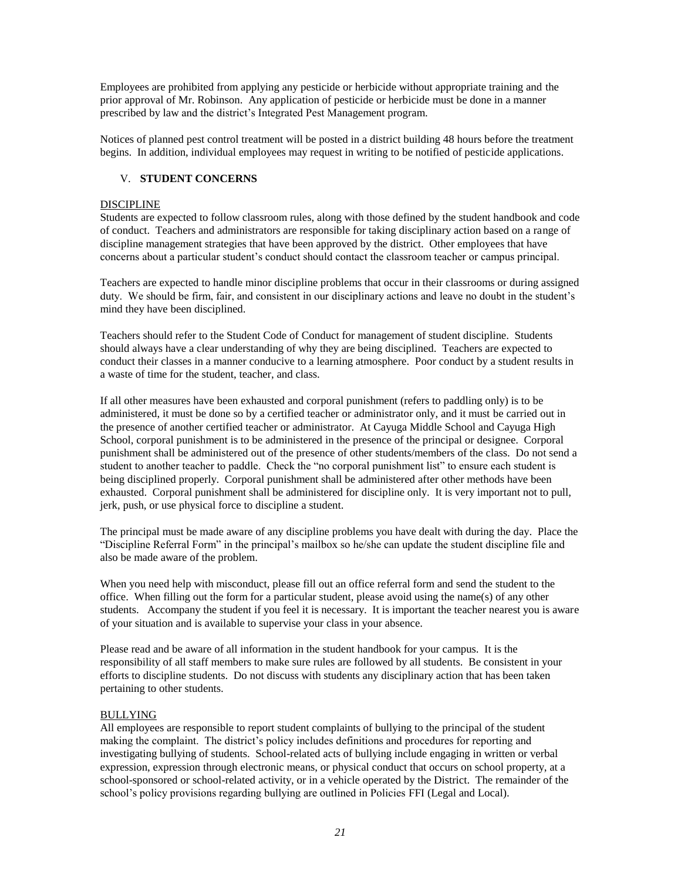Employees are prohibited from applying any pesticide or herbicide without appropriate training and the prior approval of Mr. Robinson. Any application of pesticide or herbicide must be done in a manner prescribed by law and the district's Integrated Pest Management program.

Notices of planned pest control treatment will be posted in a district building 48 hours before the treatment begins. In addition, individual employees may request in writing to be notified of pesticide applications.

## V. STUDENT CONCERNS

### DISCIPLINE

Students are expected to follow classroom rules, along with those defined by the student handbook and code of conduct. Teachers and administrators are responsible for taking disciplinary action based on a range of discipline management strategies that have been approved by the district. Other employees that have concerns about a particular student's conduct should contact the classroom teacher or campus principal.

Teachers are expected to handle minor discipline problems that occur in their classrooms or during assigned duty. We should be firm, fair, and consistent in our disciplinary actions and leave no doubt in the student's mind they have been disciplined.

Teachers should refer to the Student Code of Conduct for management of student discipline. Students should always have a clear understanding of why they are being disciplined. Teachers are expected to conduct their classes in a manner conducive to a learning atmosphere. Poor conduct by a student results in a waste of time for the student, teacher, and class.

If all other measures have been exhausted and corporal punishment (refers to paddling only) is to be administered, it must be done so by a certified teacher or administrator only, and it must be carried out in the presence of another certified teacher or administrator. At Cayuga Middle School and Cayuga High School, corporal punishment is to be administered in the presence of the principal or designee. Corporal punishment shall be administered out of the presence of other students/members of the class. Do not send a student to another teacher to paddle. Check the "no corporal punishment list" to ensure each student is being disciplined properly. Corporal punishment shall be administered after other methods have been exhausted. Corporal punishment shall be administered for discipline only. It is very important not to pull, jerk, push, or use physical force to discipline a student.

The principal must be made aware of any discipline problems you have dealt with during the day. Place the "Discipline Referral Form" in the principal's mailbox so he/she can update the student discipline file and also be made aware of the problem.

When you need help with misconduct, please fill out an office referral form and send the student to the office. When filling out the form for a particular student, please avoid using the name(s) of any other students. Accompany the student if you feel it is necessary. It is important the teacher nearest you is aware of your situation and is available to supervise your class in your absence.

Please read and be aware of all information in the student handbook for your campus. It is the responsibility of all staff members to make sure rules are followed by all students. Be consistent in your efforts to discipline students. Do not discuss with students any disciplinary action that has been taken pertaining to other students.

### BULLYING

All employees are responsible to report student complaints of bullying to the principal of the student making the complaint. The district's policy includes definitions and procedures for reporting and investigating bullying of students. School-related acts of bullying include engaging in written or verbal expression, expression through electronic means, or physical conduct that occurs on school property, at a school-sponsored or school-related activity, or in a vehicle operated by the District. The remainder of the school's policy provisions regarding bullying are outlined in Policies FFI (Legal and Local).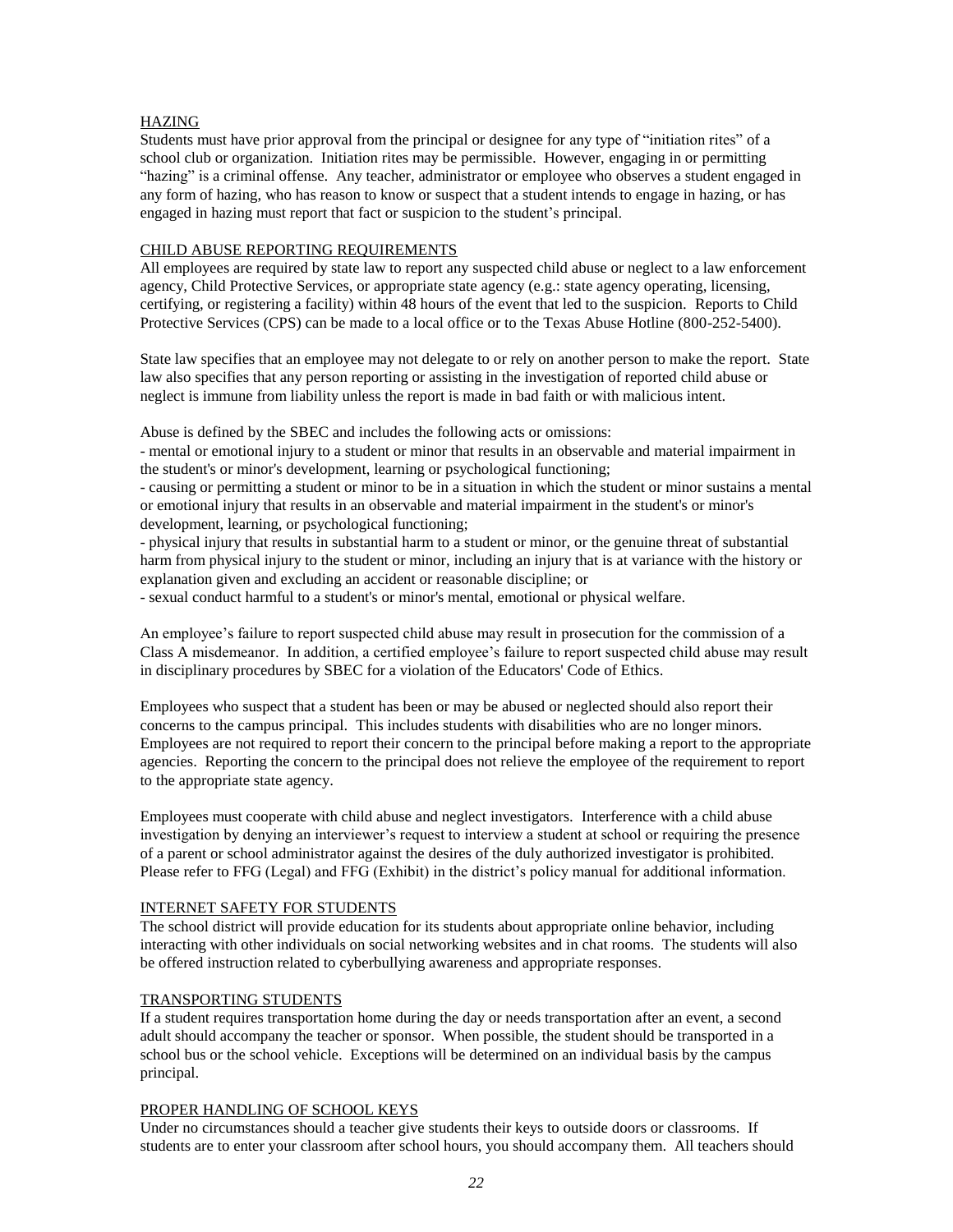## HAZING

Students must have prior approval from the principal or designee for any type of "initiation rites" of a school club or organization. Initiation rites may be permissible. However, engaging in or permitting "hazing" is a criminal offense. Any teacher, administrator or employee who observes a student engaged in any form of hazing, who has reason to know or suspect that a student intends to engage in hazing, or has engaged in hazing must report that fact or suspicion to the student's principal.

## CHILD ABUSE REPORTING REQUIREMENTS

All employees are required by state law to report any suspected child abuse or neglect to a law enforcement agency, Child Protective Services, or appropriate state agency (e.g.: state agency operating, licensing, certifying, or registering a facility) within 48 hours of the event that led to the suspicion. Reports to Child Protective Services (CPS) can be made to a local office or to the Texas Abuse Hotline (800-252-5400).

State law specifies that an employee may not delegate to or rely on another person to make the report. State law also specifies that any person reporting or assisting in the investigation of reported child abuse or neglect is immune from liability unless the report is made in bad faith or with malicious intent.

Abuse is defined by the SBEC and includes the following acts or omissions:

- mental or emotional injury to a student or minor that results in an observable and material impairment in the student's or minor's development, learning or psychological functioning;
- causing or permitting a student or minor to be in a situation in which the student or minor sustains a mental or emotional injury that results in an observable and material impairment in the student's or minor's development, learning, or psychological functioning;
- physical injury that results in substantial harm to a student or minor, or the genuine threat of substantial harm from physical injury to the student or minor, including an injury that is at variance with the history or explanation given and excluding an accident or reasonable discipline; or
- sexual conduct harmful to a student's or minor's mental, emotional or physical welfare.

An employee's failure to report suspected child abuse may result in prosecution for the commission of a Class A misdemeanor. In addition, a certified employee's failure to report suspected child abuse may result in disciplinary procedures by SBEC for a violation of the Educators' Code of Ethics.

Employees who suspect that a student has been or may be abused or neglected should also report their concerns to the campus principal. This includes students with disabilities who are no longer minors. Employees are not required to report their concern to the principal before making a report to the appropriate agencies. Reporting the concern to the principal does not relieve the employee of the requirement to report to the appropriate state agency.

Employees must cooperate with child abuse and neglect investigators. Interference with a child abuse investigation by denying an interviewer's request to interview a student at school or requiring the presence of a parent or school administrator against the desires of the duly authorized investigator is prohibited. Please refer to FFG (Legal) and FFG (Exhibit) in the district's policy manual for additional information.

## INTERNET SAFETY FOR STUDENTS

The school district will provide education for its students about appropriate online behavior, including interacting with other individuals on social networking websites and in chat rooms. The students will also be offered instruction related to cyberbullying awareness and appropriate responses.

## TRANSPORTING STUDENTS

If a student requires transportation home during the day or needs transportation after an event, a second adult should accompany the teacher or sponsor. When possible, the student should be transported in a school bus or the school vehicle. Exceptions will be determined on an individual basis by the campus principal.

## PROPER HANDLING OF SCHOOL KEYS

Under no circumstances should a teacher give students their keys to outside doors or classrooms. If students are to enter your classroom after school hours, you should accompany them. All teachers should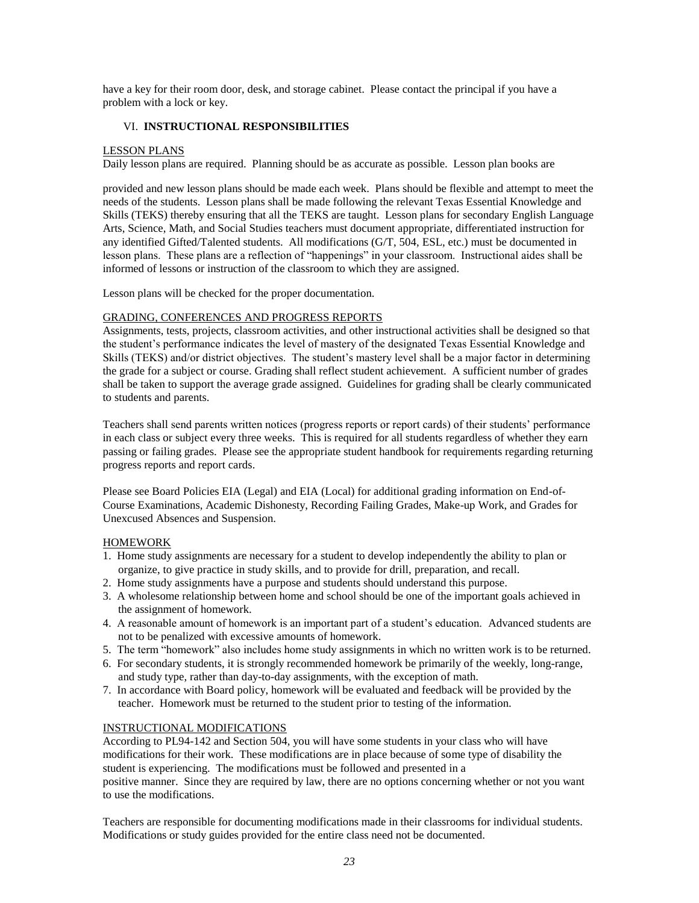have a key for their room door, desk, and storage cabinet. Please contact the principal if you have a problem with a lock or key.

## VI. INSTRUCTIONAL RESPONSIBILITIES

### LESSON PLANS

Daily lesson plans are required. Planning should be as accurate as possible. Lesson plan books are

provided and new lesson plans should be made each week. Plans should be flexible and attempt to meet the needs of the students. Lesson plans shall be made following the relevant Texas Essential Knowledge and Skills (TEKS) thereby ensuring that all the TEKS are taught. Lesson plans for secondary English Language Arts, Science, Math, and Social Studies teachers must document appropriate, differentiated instruction for any identified Gifted/Talented students. All modifications (G/T, 504, ESL, etc.) must be documented in lesson plans. These plans are a reflection of "happenings" in your classroom. Instructional aides shall be informed of lessons or instruction of the classroom to which they are assigned.

Lesson plans will be checked for the proper documentation.

### GRADING, CONFERENCES AND PROGRESS REPORTS

Assignments, tests, projects, classroom activities, and other instructional activities shall be designed so that the student's performance indicates the level of mastery of the designated Texas Essential Knowledge and Skills (TEKS) and/or district objectives. The student's mastery level shall be a major factor in determining the grade for a subject or course. Grading shall reflect student achievement. A sufficient number of grades shall be taken to support the average grade assigned. Guidelines for grading shall be clearly communicated to students and parents.

Teachers shall send parents written notices (progress reports or report cards) of their students' performance in each class or subject every three weeks. This is required for all students regardless of whether they earn passing or failing grades. Please see the appropriate student handbook for requirements regarding returning progress reports and report cards.

Please see Board Policies EIA (Legal) and EIA (Local) for additional grading information on End-of-Course Examinations, Academic Dishonesty, Recording Failing Grades, Make-up Work, and Grades for Unexcused Absences and Suspension.

### HOMEWORK

1. Home study assignments are necessary for a student to develop independently the ability to plan or organize, to give practice in study skills, and to provide for drill, preparation, and recall.
2. Home study assignments have a purpose and students should understand this purpose.
3. A wholesome relationship between home and school should be one of the important goals achieved in the assignment of homework.
4. A reasonable amount of homework is an important part of a student's education. Advanced students are not to be penalized with excessive amounts of homework.
5. The term "homework" also includes home study assignments in which no written work is to be returned.
6. For secondary students, it is strongly recommended homework be primarily of the weekly, long-range, and study type, rather than day-to-day assignments, with the exception of math.
7. In accordance with Board policy, homework will be evaluated and feedback will be provided by the teacher. Homework must be returned to the student prior to testing of the information.

### INSTRUCTIONAL MODIFICATIONS

According to PL94-142 and Section 504, you will have some students in your class who will have modifications for their work. These modifications are in place because of some type of disability the student is experiencing. The modifications must be followed and presented in a positive manner. Since they are required by law, there are no options concerning whether or not you want to use the modifications.

Teachers are responsible for documenting modifications made in their classrooms for individual students. Modifications or study guides provided for the entire class need not be documented.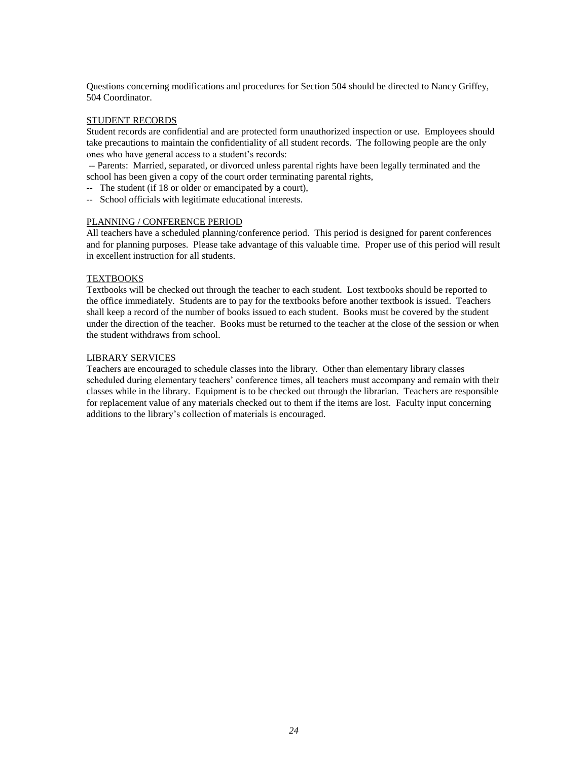Questions concerning modifications and procedures for Section 504 should be directed to Nancy Griffey, 504 Coordinator.

STUDENT RECORDS

Student records are confidential and are protected form unauthorized inspection or use. Employees should take precautions to maintain the confidentiality of all student records. The following people are the only ones who have general access to a student's records:

-- Parents: Married, separated, or divorced unless parental rights have been legally terminated and the school has been given a copy of the court order terminating parental rights,

-- The student (if 18 or older or emancipated by a court),

-- School officials with legitimate educational interests.

PLANNING / CONFERENCE PERIOD

All teachers have a scheduled planning/conference period. This period is designed for parent conferences and for planning purposes. Please take advantage of this valuable time. Proper use of this period will result in excellent instruction for all students.

TEXTBOOKS

Textbooks will be checked out through the teacher to each student. Lost textbooks should be reported to the office immediately. Students are to pay for the textbooks before another textbook is issued. Teachers shall keep a record of the number of books issued to each student. Books must be covered by the student under the direction of the teacher. Books must be returned to the teacher at the close of the session or when the student withdraws from school.

LIBRARY SERVICES

Teachers are encouraged to schedule classes into the library. Other than elementary library classes scheduled during elementary teachers' conference times, all teachers must accompany and remain with their classes while in the library. Equipment is to be checked out through the librarian. Teachers are responsible for replacement value of any materials checked out to them if the items are lost. Faculty input concerning additions to the library's collection of materials is encouraged.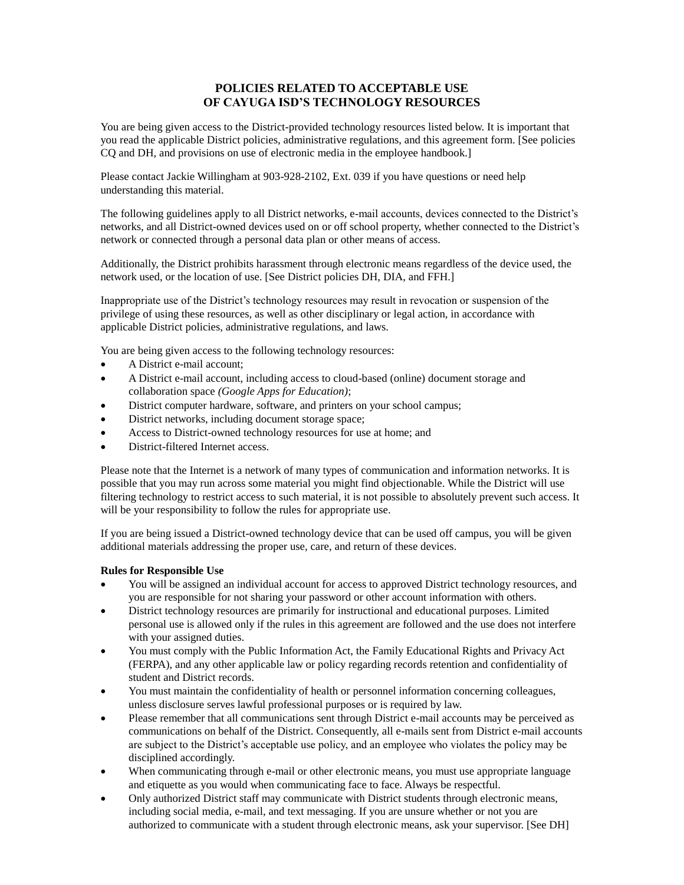# POLICIES RELATED TO ACCEPTABLE USE OF CAYUGA ISD'S TECHNOLOGY RESOURCES

You are being given access to the District-provided technology resources listed below. It is important that you read the applicable District policies, administrative regulations, and this agreement form. [See policies CQ and DH, and provisions on use of electronic media in the employee handbook.]

Please contact Jackie Willingham at 903-928-2102, Ext. 039 if you have questions or need help understanding this material.

The following guidelines apply to all District networks, e-mail accounts, devices connected to the District's networks, and all District-owned devices used on or off school property, whether connected to the District's network or connected through a personal data plan or other means of access.

Additionally, the District prohibits harassment through electronic means regardless of the device used, the network used, or the location of use. [See District policies DH, DIA, and FFH.]

Inappropriate use of the District's technology resources may result in revocation or suspension of the privilege of using these resources, as well as other disciplinary or legal action, in accordance with applicable District policies, administrative regulations, and laws.

You are being given access to the following technology resources:

- A District e-mail account;
- A District e-mail account, including access to cloud-based (online) document storage and collaboration space *(Google Apps for Education)*;
- District computer hardware, software, and printers on your school campus;
- District networks, including document storage space;
- Access to District-owned technology resources for use at home; and
- District-filtered Internet access.

Please note that the Internet is a network of many types of communication and information networks. It is possible that you may run across some material you might find objectionable. While the District will use filtering technology to restrict access to such material, it is not possible to absolutely prevent such access. It will be your responsibility to follow the rules for appropriate use.

If you are being issued a District-owned technology device that can be used off campus, you will be given additional materials addressing the proper use, care, and return of these devices.

**Rules for Responsible Use**

- You will be assigned an individual account for access to approved District technology resources, and you are responsible for not sharing your password or other account information with others.
- District technology resources are primarily for instructional and educational purposes. Limited personal use is allowed only if the rules in this agreement are followed and the use does not interfere with your assigned duties.
- You must comply with the Public Information Act, the Family Educational Rights and Privacy Act (FERPA), and any other applicable law or policy regarding records retention and confidentiality of student and District records.
- You must maintain the confidentiality of health or personnel information concerning colleagues, unless disclosure serves lawful professional purposes or is required by law.
- Please remember that all communications sent through District e-mail accounts may be perceived as communications on behalf of the District. Consequently, all e-mails sent from District e-mail accounts are subject to the District's acceptable use policy, and an employee who violates the policy may be disciplined accordingly.
- When communicating through e-mail or other electronic means, you must use appropriate language and etiquette as you would when communicating face to face. Always be respectful.
- Only authorized District staff may communicate with District students through electronic means, including social media, e-mail, and text messaging. If you are unsure whether or not you are authorized to communicate with a student through electronic means, ask your supervisor. [See DH]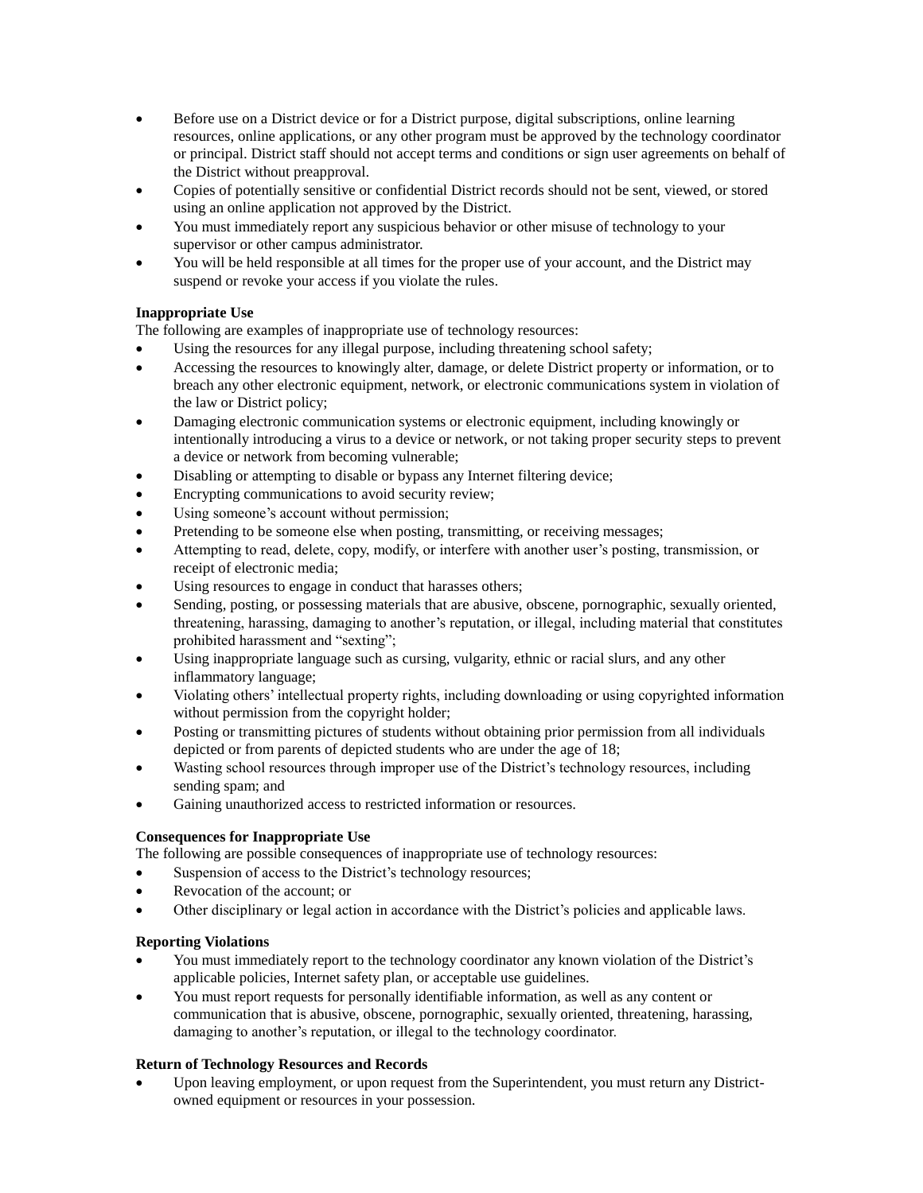- Before use on a District device or for a District purpose, digital subscriptions, online learning resources, online applications, or any other program must be approved by the technology coordinator or principal. District staff should not accept terms and conditions or sign user agreements on behalf of the District without preapproval.
- Copies of potentially sensitive or confidential District records should not be sent, viewed, or stored using an online application not approved by the District.
- You must immediately report any suspicious behavior or other misuse of technology to your supervisor or other campus administrator.
- You will be held responsible at all times for the proper use of your account, and the District may suspend or revoke your access if you violate the rules.

**Inappropriate Use**

The following are examples of inappropriate use of technology resources:

- Using the resources for any illegal purpose, including threatening school safety;
- Accessing the resources to knowingly alter, damage, or delete District property or information, or to breach any other electronic equipment, network, or electronic communications system in violation of the law or District policy;
- Damaging electronic communication systems or electronic equipment, including knowingly or intentionally introducing a virus to a device or network, or not taking proper security steps to prevent a device or network from becoming vulnerable;
- Disabling or attempting to disable or bypass any Internet filtering device;
- Encrypting communications to avoid security review;
- Using someone's account without permission;
- Pretending to be someone else when posting, transmitting, or receiving messages;
- Attempting to read, delete, copy, modify, or interfere with another user's posting, transmission, or receipt of electronic media;
- Using resources to engage in conduct that harasses others;
- Sending, posting, or possessing materials that are abusive, obscene, pornographic, sexually oriented, threatening, harassing, damaging to another's reputation, or illegal, including material that constitutes prohibited harassment and "sexting";
- Using inappropriate language such as cursing, vulgarity, ethnic or racial slurs, and any other inflammatory language;
- Violating others' intellectual property rights, including downloading or using copyrighted information without permission from the copyright holder;
- Posting or transmitting pictures of students without obtaining prior permission from all individuals depicted or from parents of depicted students who are under the age of 18;
- Wasting school resources through improper use of the District's technology resources, including sending spam; and
- Gaining unauthorized access to restricted information or resources.

**Consequences for Inappropriate Use**

The following are possible consequences of inappropriate use of technology resources:

- Suspension of access to the District's technology resources;
- Revocation of the account; or
- Other disciplinary or legal action in accordance with the District's policies and applicable laws.

**Reporting Violations**

- You must immediately report to the technology coordinator any known violation of the District's applicable policies, Internet safety plan, or acceptable use guidelines.
- You must report requests for personally identifiable information, as well as any content or communication that is abusive, obscene, pornographic, sexually oriented, threatening, harassing, damaging to another's reputation, or illegal to the technology coordinator.

**Return of Technology Resources and Records**

- Upon leaving employment, or upon request from the Superintendent, you must return any District-owned equipment or resources in your possession.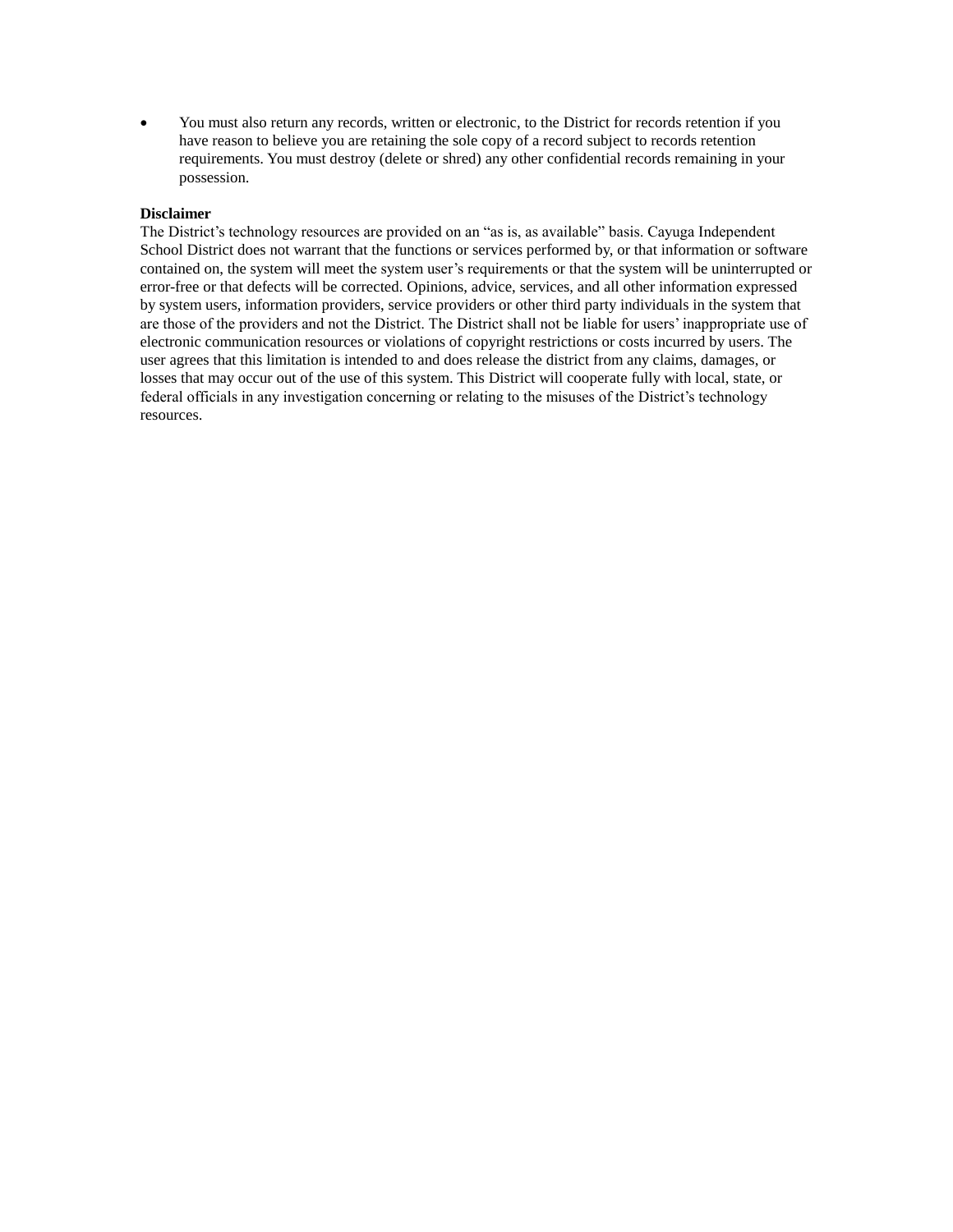- You must also return any records, written or electronic, to the District for records retention if you have reason to believe you are retaining the sole copy of a record subject to records retention requirements. You must destroy (delete or shred) any other confidential records remaining in your possession.

**Disclaimer**

The District's technology resources are provided on an "as is, as available" basis. Cayuga Independent School District does not warrant that the functions or services performed by, or that information or software contained on, the system will meet the system user's requirements or that the system will be uninterrupted or error-free or that defects will be corrected. Opinions, advice, services, and all other information expressed by system users, information providers, service providers or other third party individuals in the system that are those of the providers and not the District. The District shall not be liable for users' inappropriate use of electronic communication resources or violations of copyright restrictions or costs incurred by users. The user agrees that this limitation is intended to and does release the district from any claims, damages, or losses that may occur out of the use of this system. This District will cooperate fully with local, state, or federal officials in any investigation concerning or relating to the misuses of the District's technology resources.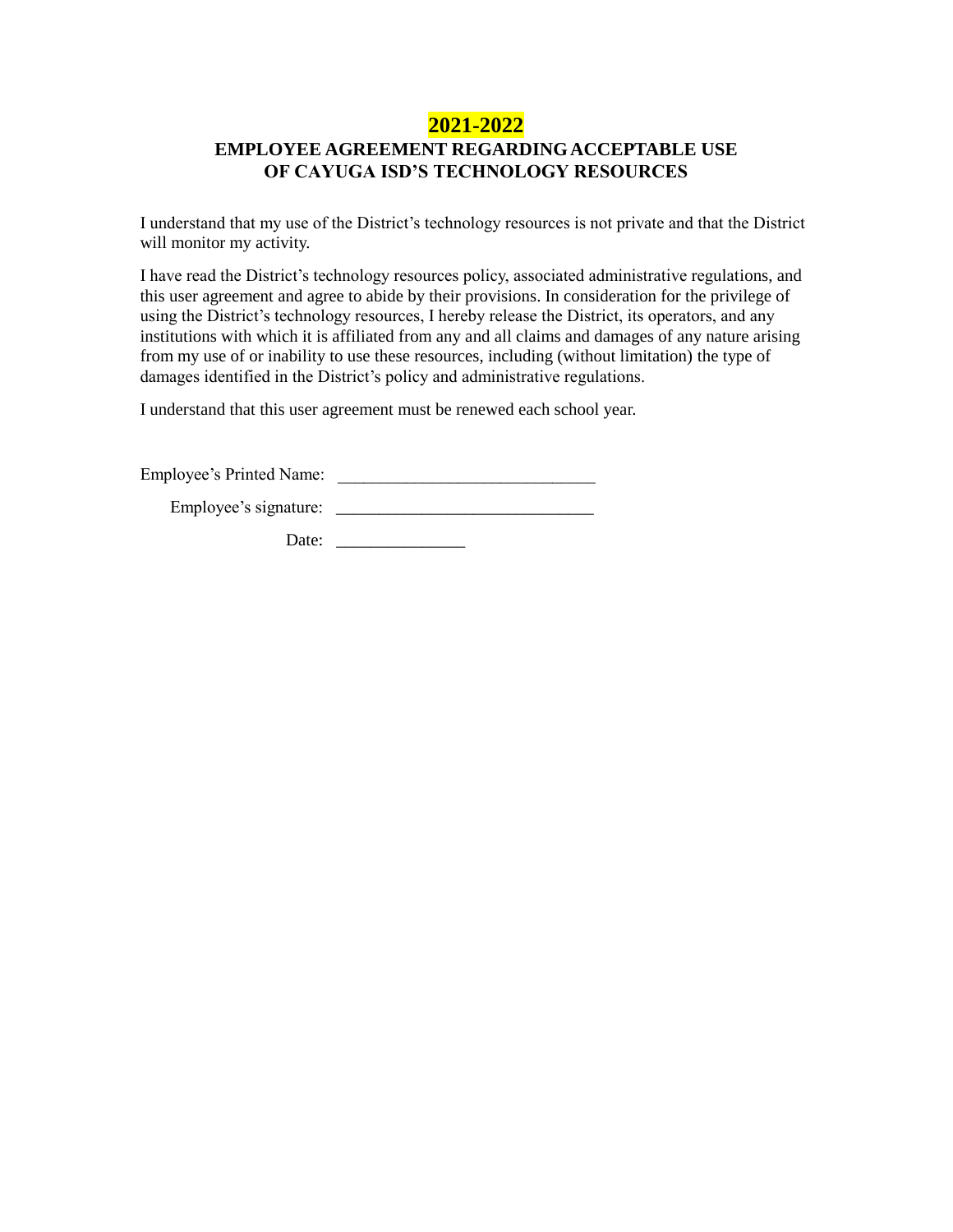# 2021-2022

## EMPLOYEE AGREEMENT REGARDING ACCEPTABLE USE OF CAYUGA ISD'S TECHNOLOGY RESOURCES

I understand that my use of the District's technology resources is not private and that the District will monitor my activity.

I have read the District's technology resources policy, associated administrative regulations, and this user agreement and agree to abide by their provisions. In consideration for the privilege of using the District's technology resources, I hereby release the District, its operators, and any institutions with which it is affiliated from any and all claims and damages of any nature arising from my use of or inability to use these resources, including (without limitation) the type of damages identified in the District's policy and administrative regulations.

I understand that this user agreement must be renewed each school year.

Employee's Printed Name: ______________________________

Employee's signature: ______________________________

Date: _______________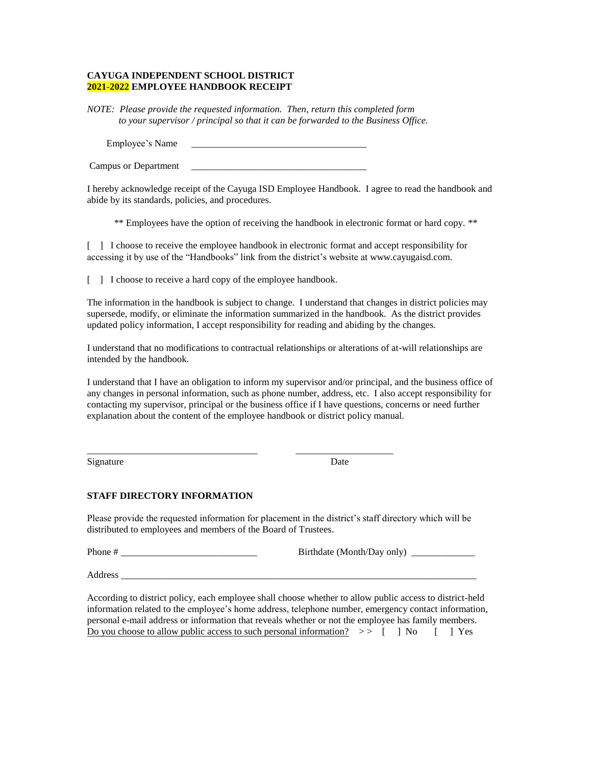**CAYUGA INDEPENDENT SCHOOL DISTRICT**
**2021-2022 EMPLOYEE HANDBOOK RECEIPT**

*NOTE: Please provide the requested information. Then, return this completed form to your supervisor / principal so that it can be forwarded to the Business Office.*

Employee's Name ____________________________________

Campus or Department ____________________________________

I hereby acknowledge receipt of the Cayuga ISD Employee Handbook. I agree to read the handbook and abide by its standards, policies, and procedures.

** Employees have the option of receiving the handbook in electronic format or hard copy. **

[ ] I choose to receive the employee handbook in electronic format and accept responsibility for accessing it by use of the "Handbooks" link from the district's website at www.cayugaisd.com.

[ ] I choose to receive a hard copy of the employee handbook.

The information in the handbook is subject to change. I understand that changes in district policies may supersede, modify, or eliminate the information summarized in the handbook. As the district provides updated policy information, I accept responsibility for reading and abiding by the changes.

I understand that no modifications to contractual relationships or alterations of at-will relationships are intended by the handbook.

I understand that I have an obligation to inform my supervisor and/or principal, and the business office of any changes in personal information, such as phone number, address, etc. I also accept responsibility for contacting my supervisor, principal or the business office if I have questions, concerns or need further explanation about the content of the employee handbook or district policy manual.

____________________________________ ____________________

Signature Date

**STAFF DIRECTORY INFORMATION**

Please provide the requested information for placement in the district's staff directory which will be distributed to employees and members of the Board of Trustees.

Phone # ____________________________ Birthdate (Month/Day only) _____________

Address ____________________________________________________________________________

According to district policy, each employee shall choose whether to allow public access to district-held information related to the employee's home address, telephone number, emergency contact information, personal e-mail address or information that reveals whether or not the employee has family members. Do you choose to allow public access to such personal information? >> [ ] No [ ] Yes